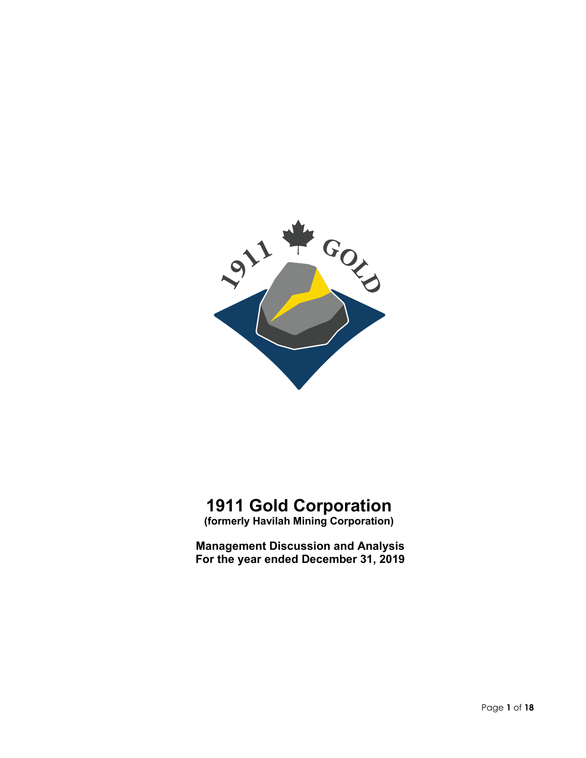# 1911 Gold Corporation

**(formerly Havilah Mining Corporation)**

**Management Discussion and Analysis**
**For the year ended December 31, 2019**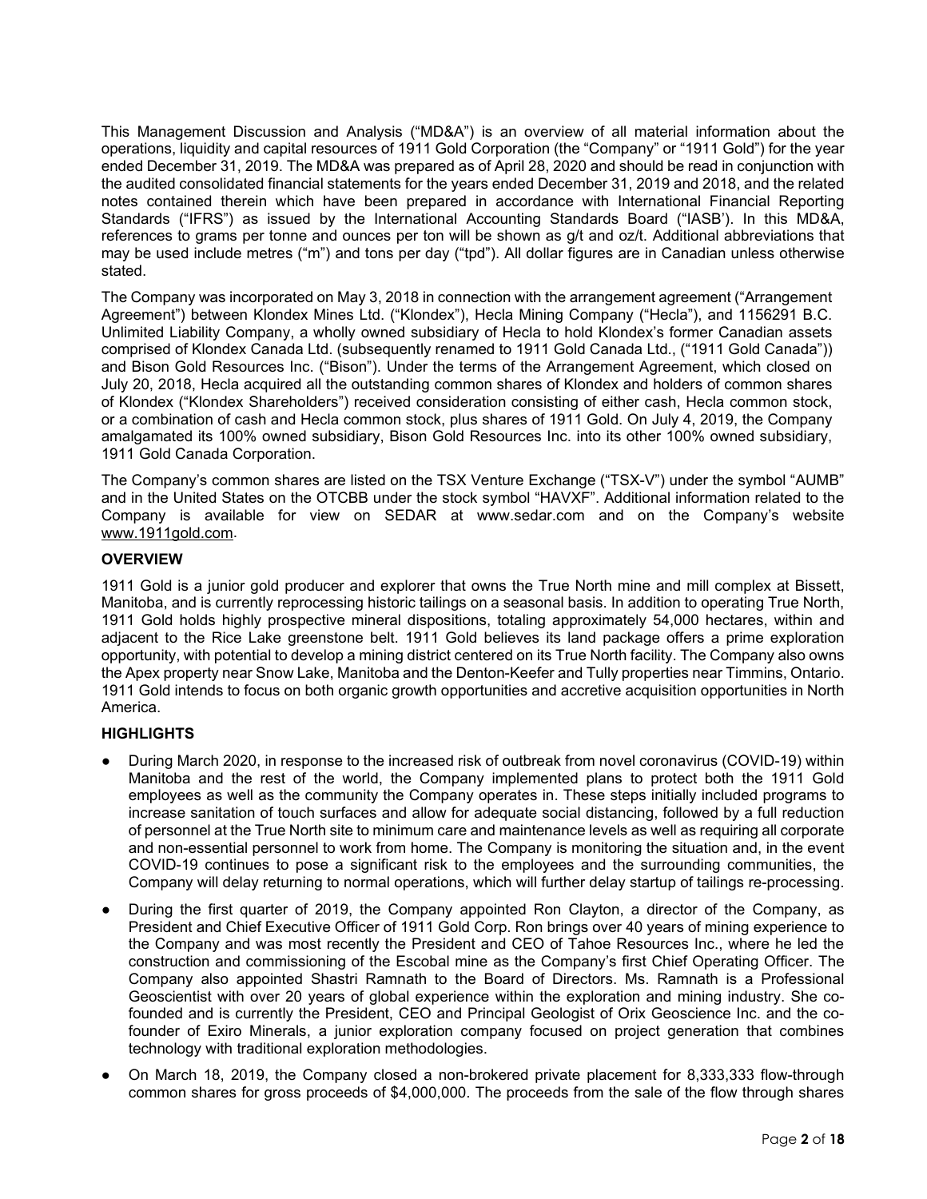This Management Discussion and Analysis ("MD&A") is an overview of all material information about the operations, liquidity and capital resources of 1911 Gold Corporation (the "Company" or "1911 Gold") for the year ended December 31, 2019. The MD&A was prepared as of April 28, 2020 and should be read in conjunction with the audited consolidated financial statements for the years ended December 31, 2019 and 2018, and the related notes contained therein which have been prepared in accordance with International Financial Reporting Standards ("IFRS") as issued by the International Accounting Standards Board ("IASB'). In this MD&A, references to grams per tonne and ounces per ton will be shown as g/t and oz/t. Additional abbreviations that may be used include metres ("m") and tons per day ("tpd"). All dollar figures are in Canadian unless otherwise stated.

The Company was incorporated on May 3, 2018 in connection with the arrangement agreement ("Arrangement Agreement") between Klondex Mines Ltd. ("Klondex"), Hecla Mining Company ("Hecla"), and 1156291 B.C. Unlimited Liability Company, a wholly owned subsidiary of Hecla to hold Klondex's former Canadian assets comprised of Klondex Canada Ltd. (subsequently renamed to 1911 Gold Canada Ltd., ("1911 Gold Canada")) and Bison Gold Resources Inc. ("Bison"). Under the terms of the Arrangement Agreement, which closed on July 20, 2018, Hecla acquired all the outstanding common shares of Klondex and holders of common shares of Klondex ("Klondex Shareholders") received consideration consisting of either cash, Hecla common stock, or a combination of cash and Hecla common stock, plus shares of 1911 Gold. On July 4, 2019, the Company amalgamated its 100% owned subsidiary, Bison Gold Resources Inc. into its other 100% owned subsidiary, 1911 Gold Canada Corporation.

The Company's common shares are listed on the TSX Venture Exchange ("TSX-V") under the symbol "AUMB" and in the United States on the OTCBB under the stock symbol "HAVXF". Additional information related to the Company is available for view on SEDAR at www.sedar.com and on the Company's website www.1911gold.com.

## OVERVIEW

1911 Gold is a junior gold producer and explorer that owns the True North mine and mill complex at Bissett, Manitoba, and is currently reprocessing historic tailings on a seasonal basis. In addition to operating True North, 1911 Gold holds highly prospective mineral dispositions, totaling approximately 54,000 hectares, within and adjacent to the Rice Lake greenstone belt. 1911 Gold believes its land package offers a prime exploration opportunity, with potential to develop a mining district centered on its True North facility. The Company also owns the Apex property near Snow Lake, Manitoba and the Denton-Keefer and Tully properties near Timmins, Ontario. 1911 Gold intends to focus on both organic growth opportunities and accretive acquisition opportunities in North America.

## HIGHLIGHTS

- During March 2020, in response to the increased risk of outbreak from novel coronavirus (COVID-19) within Manitoba and the rest of the world, the Company implemented plans to protect both the 1911 Gold employees as well as the community the Company operates in. These steps initially included programs to increase sanitation of touch surfaces and allow for adequate social distancing, followed by a full reduction of personnel at the True North site to minimum care and maintenance levels as well as requiring all corporate and non-essential personnel to work from home. The Company is monitoring the situation and, in the event COVID-19 continues to pose a significant risk to the employees and the surrounding communities, the Company will delay returning to normal operations, which will further delay startup of tailings re-processing.
- During the first quarter of 2019, the Company appointed Ron Clayton, a director of the Company, as President and Chief Executive Officer of 1911 Gold Corp. Ron brings over 40 years of mining experience to the Company and was most recently the President and CEO of Tahoe Resources Inc., where he led the construction and commissioning of the Escobal mine as the Company's first Chief Operating Officer. The Company also appointed Shastri Ramnath to the Board of Directors. Ms. Ramnath is a Professional Geoscientist with over 20 years of global experience within the exploration and mining industry. She co-founded and is currently the President, CEO and Principal Geologist of Orix Geoscience Inc. and the co-founder of Exiro Minerals, a junior exploration company focused on project generation that combines technology with traditional exploration methodologies.
- On March 18, 2019, the Company closed a non-brokered private placement for 8,333,333 flow-through common shares for gross proceeds of $4,000,000. The proceeds from the sale of the flow through shares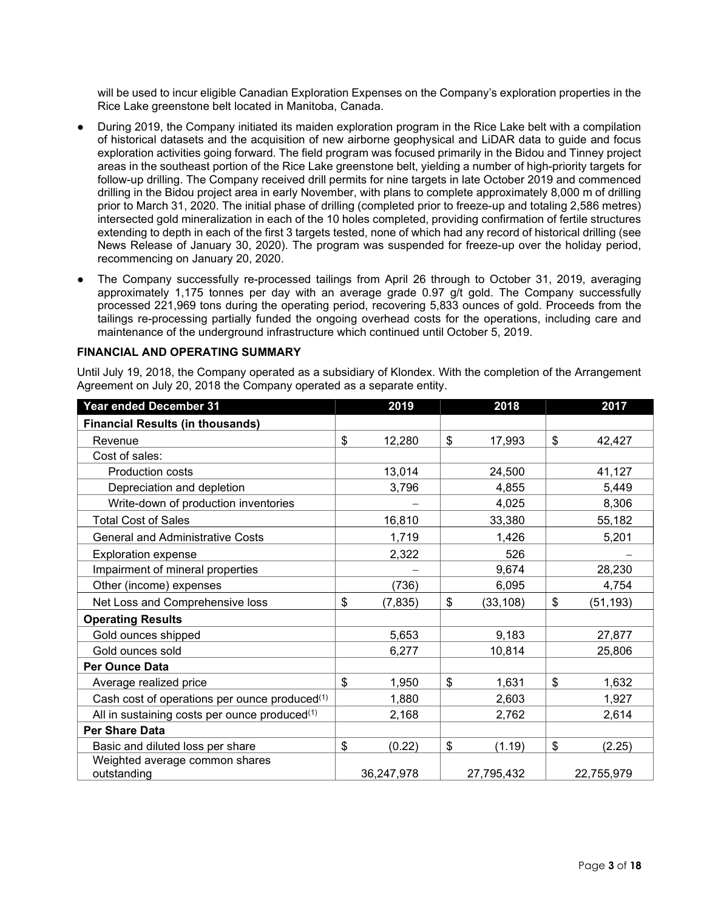will be used to incur eligible Canadian Exploration Expenses on the Company's exploration properties in the Rice Lake greenstone belt located in Manitoba, Canada.

- During 2019, the Company initiated its maiden exploration program in the Rice Lake belt with a compilation of historical datasets and the acquisition of new airborne geophysical and LiDAR data to guide and focus exploration activities going forward. The field program was focused primarily in the Bidou and Tinney project areas in the southeast portion of the Rice Lake greenstone belt, yielding a number of high-priority targets for follow-up drilling. The Company received drill permits for nine targets in late October 2019 and commenced drilling in the Bidou project area in early November, with plans to complete approximately 8,000 m of drilling prior to March 31, 2020. The initial phase of drilling (completed prior to freeze-up and totaling 2,586 metres) intersected gold mineralization in each of the 10 holes completed, providing confirmation of fertile structures extending to depth in each of the first 3 targets tested, none of which had any record of historical drilling (see News Release of January 30, 2020). The program was suspended for freeze-up over the holiday period, recommencing on January 20, 2020.
- The Company successfully re-processed tailings from April 26 through to October 31, 2019, averaging approximately 1,175 tonnes per day with an average grade 0.97 g/t gold. The Company successfully processed 221,969 tons during the operating period, recovering 5,833 ounces of gold. Proceeds from the tailings re-processing partially funded the ongoing overhead costs for the operations, including care and maintenance of the underground infrastructure which continued until October 5, 2019.

**FINANCIAL AND OPERATING SUMMARY**

Until July 19, 2018, the Company operated as a subsidiary of Klondex. With the completion of the Arrangement Agreement on July 20, 2018 the Company operated as a separate entity.

| Year ended December 31 | 2019 | 2018 | 2017 |
|---|---|---|---|
| **Financial Results (in thousands)** | | | |
| Revenue | $ 12,280 | $ 17,993 | $ 42,427 |
| Cost of sales: | | | |
| Production costs | 13,014 | 24,500 | 41,127 |
| Depreciation and depletion | 3,796 | 4,855 | 5,449 |
| Write-down of production inventories | – | 4,025 | 8,306 |
| Total Cost of Sales | 16,810 | 33,380 | 55,182 |
| General and Administrative Costs | 1,719 | 1,426 | 5,201 |
| Exploration expense | 2,322 | 526 | – |
| Impairment of mineral properties | – | 9,674 | 28,230 |
| Other (income) expenses | (736) | 6,095 | 4,754 |
| Net Loss and Comprehensive loss | $ (7,835) | $ (33,108) | $ (51,193) |
| **Operating Results** | | | |
| Gold ounces shipped | 5,653 | 9,183 | 27,877 |
| Gold ounces sold | 6,277 | 10,814 | 25,806 |
| **Per Ounce Data** | | | |
| Average realized price | $ 1,950 | $ 1,631 | $ 1,632 |
| Cash cost of operations per ounce produced[1] | 1,880 | 2,603 | 1,927 |
| All in sustaining costs per ounce produced[1] | 2,168 | 2,762 | 2,614 |
| **Per Share Data** | | | |
| Basic and diluted loss per share | $ (0.22) | $ (1.19) | $ (2.25) |
| Weighted average common shares outstanding | 36,247,978 | 27,795,432 | 22,755,979 |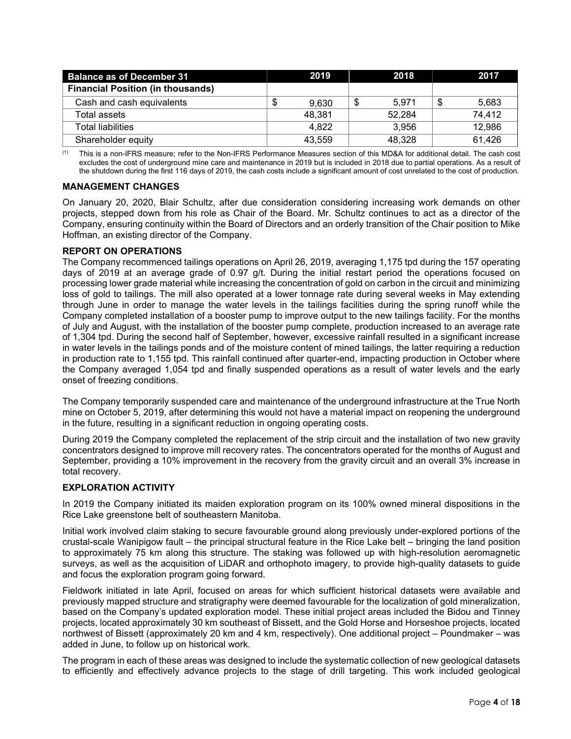| Balance as of December 31 | 2019 | 2018 | 2017 |
|---|---|---|---|
| **Financial Position (in thousands)** | | | |
| Cash and cash equivalents | $ 9,630 | $ 5,971 | $ 5,683 |
| Total assets | 48,381 | 52,284 | 74,412 |
| Total liabilities | 4,822 | 3,956 | 12,986 |
| Shareholder equity | 43,559 | 48,328 | 61,426 |

(1) This is a non-IFRS measure; refer to the Non-IFRS Performance Measures section of this MD&A for additional detail. The cash cost excludes the cost of underground mine care and maintenance in 2019 but is included in 2018 due to partial operations. As a result of the shutdown during the first 116 days of 2019, the cash costs include a significant amount of cost unrelated to the cost of production.

## MANAGEMENT CHANGES

On January 20, 2020, Blair Schultz, after due consideration considering increasing work demands on other projects, stepped down from his role as Chair of the Board. Mr. Schultz continues to act as a director of the Company, ensuring continuity within the Board of Directors and an orderly transition of the Chair position to Mike Hoffman, an existing director of the Company.

## REPORT ON OPERATIONS

The Company recommenced tailings operations on April 26, 2019, averaging 1,175 tpd during the 157 operating days of 2019 at an average grade of 0.97 g/t. During the initial restart period the operations focused on processing lower grade material while increasing the concentration of gold on carbon in the circuit and minimizing loss of gold to tailings. The mill also operated at a lower tonnage rate during several weeks in May extending through June in order to manage the water levels in the tailings facilities during the spring runoff while the Company completed installation of a booster pump to improve output to the new tailings facility. For the months of July and August, with the installation of the booster pump complete, production increased to an average rate of 1,304 tpd. During the second half of September, however, excessive rainfall resulted in a significant increase in water levels in the tailings ponds and of the moisture content of mined tailings, the latter requiring a reduction in production rate to 1,155 tpd. This rainfall continued after quarter-end, impacting production in October where the Company averaged 1,054 tpd and finally suspended operations as a result of water levels and the early onset of freezing conditions.

The Company temporarily suspended care and maintenance of the underground infrastructure at the True North mine on October 5, 2019, after determining this would not have a material impact on reopening the underground in the future, resulting in a significant reduction in ongoing operating costs.

During 2019 the Company completed the replacement of the strip circuit and the installation of two new gravity concentrators designed to improve mill recovery rates. The concentrators operated for the months of August and September, providing a 10% improvement in the recovery from the gravity circuit and an overall 3% increase in total recovery.

## EXPLORATION ACTIVITY

In 2019 the Company initiated its maiden exploration program on its 100% owned mineral dispositions in the Rice Lake greenstone belt of southeastern Manitoba.

Initial work involved claim staking to secure favourable ground along previously under-explored portions of the crustal-scale Wanipigow fault – the principal structural feature in the Rice Lake belt – bringing the land position to approximately 75 km along this structure. The staking was followed up with high-resolution aeromagnetic surveys, as well as the acquisition of LiDAR and orthophoto imagery, to provide high-quality datasets to guide and focus the exploration program going forward.

Fieldwork initiated in late April, focused on areas for which sufficient historical datasets were available and previously mapped structure and stratigraphy were deemed favourable for the localization of gold mineralization, based on the Company's updated exploration model. These initial project areas included the Bidou and Tinney projects, located approximately 30 km southeast of Bissett, and the Gold Horse and Horseshoe projects, located northwest of Bissett (approximately 20 km and 4 km, respectively). One additional project – Poundmaker – was added in June, to follow up on historical work.

The program in each of these areas was designed to include the systematic collection of new geological datasets to efficiently and effectively advance projects to the stage of drill targeting. This work included geological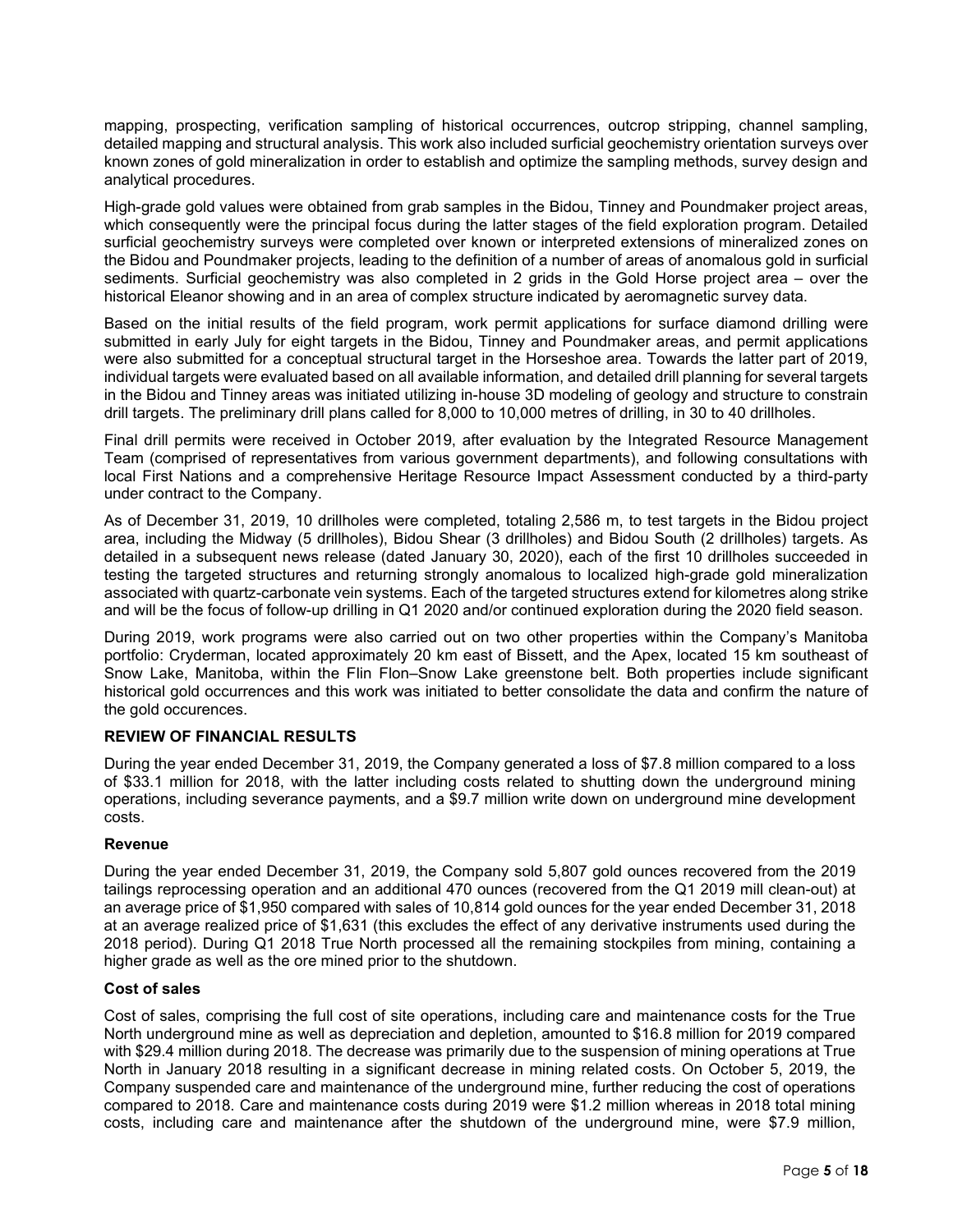mapping, prospecting, verification sampling of historical occurrences, outcrop stripping, channel sampling, detailed mapping and structural analysis. This work also included surficial geochemistry orientation surveys over known zones of gold mineralization in order to establish and optimize the sampling methods, survey design and analytical procedures.

High-grade gold values were obtained from grab samples in the Bidou, Tinney and Poundmaker project areas, which consequently were the principal focus during the latter stages of the field exploration program. Detailed surficial geochemistry surveys were completed over known or interpreted extensions of mineralized zones on the Bidou and Poundmaker projects, leading to the definition of a number of areas of anomalous gold in surficial sediments. Surficial geochemistry was also completed in 2 grids in the Gold Horse project area – over the historical Eleanor showing and in an area of complex structure indicated by aeromagnetic survey data.

Based on the initial results of the field program, work permit applications for surface diamond drilling were submitted in early July for eight targets in the Bidou, Tinney and Poundmaker areas, and permit applications were also submitted for a conceptual structural target in the Horseshoe area. Towards the latter part of 2019, individual targets were evaluated based on all available information, and detailed drill planning for several targets in the Bidou and Tinney areas was initiated utilizing in-house 3D modeling of geology and structure to constrain drill targets. The preliminary drill plans called for 8,000 to 10,000 metres of drilling, in 30 to 40 drillholes.

Final drill permits were received in October 2019, after evaluation by the Integrated Resource Management Team (comprised of representatives from various government departments), and following consultations with local First Nations and a comprehensive Heritage Resource Impact Assessment conducted by a third-party under contract to the Company.

As of December 31, 2019, 10 drillholes were completed, totaling 2,586 m, to test targets in the Bidou project area, including the Midway (5 drillholes), Bidou Shear (3 drillholes) and Bidou South (2 drillholes) targets. As detailed in a subsequent news release (dated January 30, 2020), each of the first 10 drillholes succeeded in testing the targeted structures and returning strongly anomalous to localized high-grade gold mineralization associated with quartz-carbonate vein systems. Each of the targeted structures extend for kilometres along strike and will be the focus of follow-up drilling in Q1 2020 and/or continued exploration during the 2020 field season.

During 2019, work programs were also carried out on two other properties within the Company's Manitoba portfolio: Cryderman, located approximately 20 km east of Bissett, and the Apex, located 15 km southeast of Snow Lake, Manitoba, within the Flin Flon–Snow Lake greenstone belt. Both properties include significant historical gold occurrences and this work was initiated to better consolidate the data and confirm the nature of the gold occurences.

## REVIEW OF FINANCIAL RESULTS

During the year ended December 31, 2019, the Company generated a loss of $7.8 million compared to a loss of $33.1 million for 2018, with the latter including costs related to shutting down the underground mining operations, including severance payments, and a $9.7 million write down on underground mine development costs.

### Revenue

During the year ended December 31, 2019, the Company sold 5,807 gold ounces recovered from the 2019 tailings reprocessing operation and an additional 470 ounces (recovered from the Q1 2019 mill clean-out) at an average price of $1,950 compared with sales of 10,814 gold ounces for the year ended December 31, 2018 at an average realized price of $1,631 (this excludes the effect of any derivative instruments used during the 2018 period). During Q1 2018 True North processed all the remaining stockpiles from mining, containing a higher grade as well as the ore mined prior to the shutdown.

### Cost of sales

Cost of sales, comprising the full cost of site operations, including care and maintenance costs for the True North underground mine as well as depreciation and depletion, amounted to $16.8 million for 2019 compared with $29.4 million during 2018. The decrease was primarily due to the suspension of mining operations at True North in January 2018 resulting in a significant decrease in mining related costs. On October 5, 2019, the Company suspended care and maintenance of the underground mine, further reducing the cost of operations compared to 2018. Care and maintenance costs during 2019 were $1.2 million whereas in 2018 total mining costs, including care and maintenance after the shutdown of the underground mine, were $7.9 million,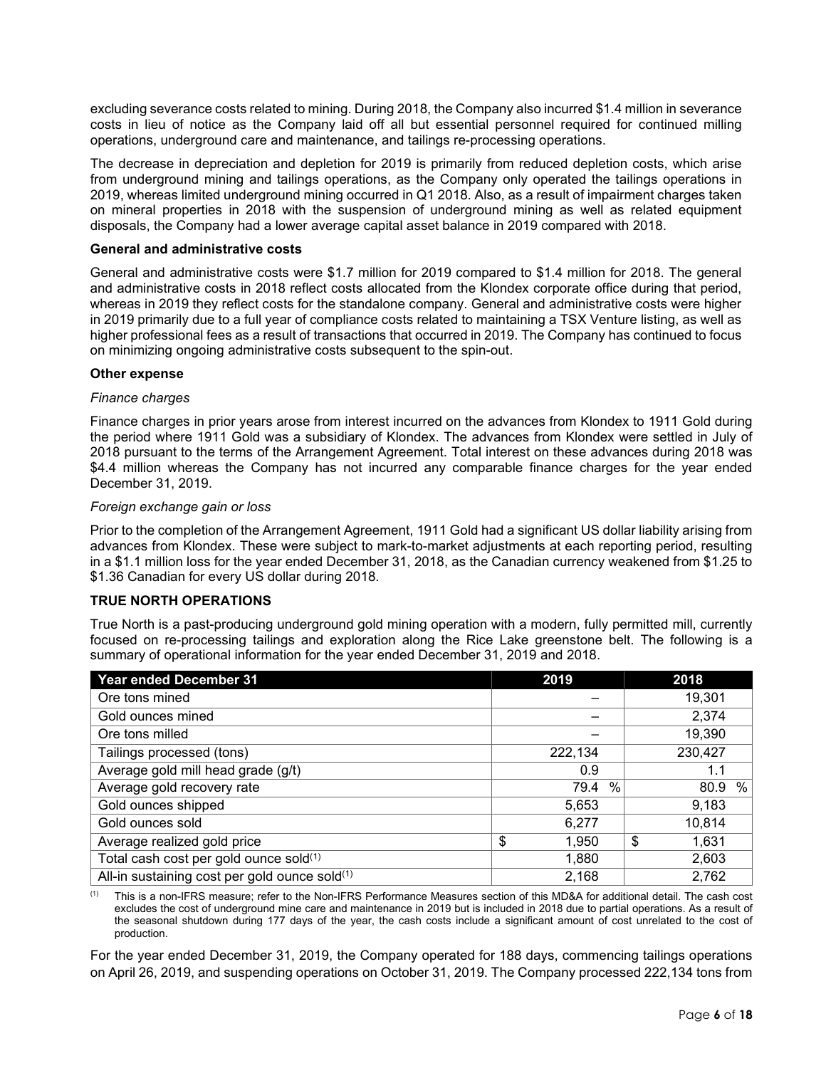excluding severance costs related to mining. During 2018, the Company also incurred $1.4 million in severance costs in lieu of notice as the Company laid off all but essential personnel required for continued milling operations, underground care and maintenance, and tailings re-processing operations.

The decrease in depreciation and depletion for 2019 is primarily from reduced depletion costs, which arise from underground mining and tailings operations, as the Company only operated the tailings operations in 2019, whereas limited underground mining occurred in Q1 2018. Also, as a result of impairment charges taken on mineral properties in 2018 with the suspension of underground mining as well as related equipment disposals, the Company had a lower average capital asset balance in 2019 compared with 2018.

**General and administrative costs**

General and administrative costs were $1.7 million for 2019 compared to $1.4 million for 2018. The general and administrative costs in 2018 reflect costs allocated from the Klondex corporate office during that period, whereas in 2019 they reflect costs for the standalone company. General and administrative costs were higher in 2019 primarily due to a full year of compliance costs related to maintaining a TSX Venture listing, as well as higher professional fees as a result of transactions that occurred in 2019. The Company has continued to focus on minimizing ongoing administrative costs subsequent to the spin-out.

**Other expense**

*Finance charges*

Finance charges in prior years arose from interest incurred on the advances from Klondex to 1911 Gold during the period where 1911 Gold was a subsidiary of Klondex. The advances from Klondex were settled in July of 2018 pursuant to the terms of the Arrangement Agreement. Total interest on these advances during 2018 was $4.4 million whereas the Company has not incurred any comparable finance charges for the year ended December 31, 2019.

*Foreign exchange gain or loss*

Prior to the completion of the Arrangement Agreement, 1911 Gold had a significant US dollar liability arising from advances from Klondex. These were subject to mark-to-market adjustments at each reporting period, resulting in a $1.1 million loss for the year ended December 31, 2018, as the Canadian currency weakened from $1.25 to $1.36 Canadian for every US dollar during 2018.

**TRUE NORTH OPERATIONS**

True North is a past-producing underground gold mining operation with a modern, fully permitted mill, currently focused on re-processing tailings and exploration along the Rice Lake greenstone belt. The following is a summary of operational information for the year ended December 31, 2019 and 2018.

| Year ended December 31 | 2019 | 2018 |
|---|---|---|
| Ore tons mined | – | 19,301 |
| Gold ounces mined | – | 2,374 |
| Ore tons milled | – | 19,390 |
| Tailings processed (tons) | 222,134 | 230,427 |
| Average gold mill head grade (g/t) | 0.9 | 1.1 |
| Average gold recovery rate | 79.4 % | 80.9 % |
| Gold ounces shipped | 5,653 | 9,183 |
| Gold ounces sold | 6,277 | 10,814 |
| Average realized gold price | $ 1,950 | $ 1,631 |
| Total cash cost per gold ounce sold[(1)] | 1,880 | 2,603 |
| All-in sustaining cost per gold ounce sold[(1)] | 2,168 | 2,762 |

(1) This is a non-IFRS measure; refer to the Non-IFRS Performance Measures section of this MD&A for additional detail. The cash cost excludes the cost of underground mine care and maintenance in 2019 but is included in 2018 due to partial operations. As a result of the seasonal shutdown during 177 days of the year, the cash costs include a significant amount of cost unrelated to the cost of production.

For the year ended December 31, 2019, the Company operated for 188 days, commencing tailings operations on April 26, 2019, and suspending operations on October 31, 2019. The Company processed 222,134 tons from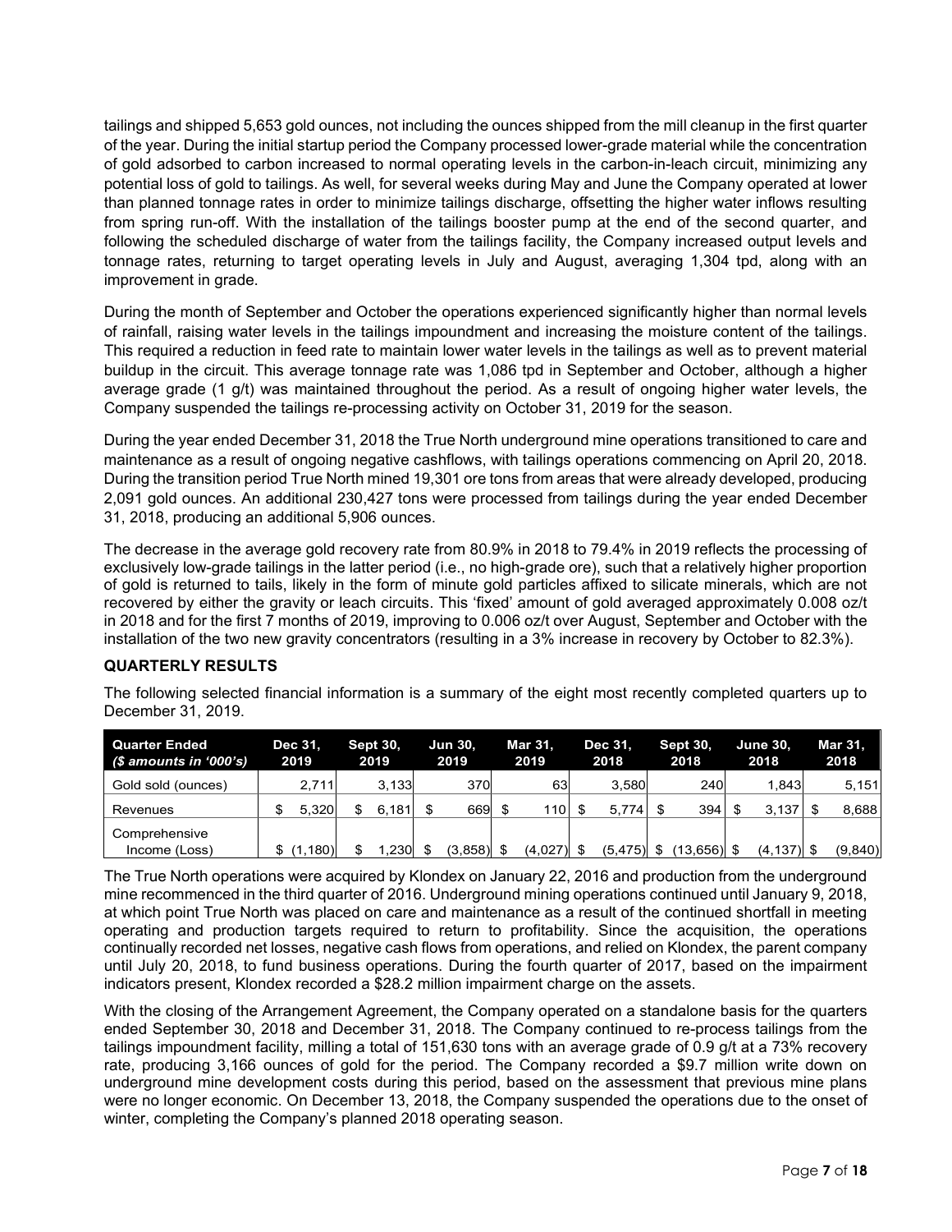tailings and shipped 5,653 gold ounces, not including the ounces shipped from the mill cleanup in the first quarter of the year. During the initial startup period the Company processed lower-grade material while the concentration of gold adsorbed to carbon increased to normal operating levels in the carbon-in-leach circuit, minimizing any potential loss of gold to tailings. As well, for several weeks during May and June the Company operated at lower than planned tonnage rates in order to minimize tailings discharge, offsetting the higher water inflows resulting from spring run-off. With the installation of the tailings booster pump at the end of the second quarter, and following the scheduled discharge of water from the tailings facility, the Company increased output levels and tonnage rates, returning to target operating levels in July and August, averaging 1,304 tpd, along with an improvement in grade.

During the month of September and October the operations experienced significantly higher than normal levels of rainfall, raising water levels in the tailings impoundment and increasing the moisture content of the tailings. This required a reduction in feed rate to maintain lower water levels in the tailings as well as to prevent material buildup in the circuit. This average tonnage rate was 1,086 tpd in September and October, although a higher average grade (1 g/t) was maintained throughout the period. As a result of ongoing higher water levels, the Company suspended the tailings re-processing activity on October 31, 2019 for the season.

During the year ended December 31, 2018 the True North underground mine operations transitioned to care and maintenance as a result of ongoing negative cashflows, with tailings operations commencing on April 20, 2018. During the transition period True North mined 19,301 ore tons from areas that were already developed, producing 2,091 gold ounces. An additional 230,427 tons were processed from tailings during the year ended December 31, 2018, producing an additional 5,906 ounces.

The decrease in the average gold recovery rate from 80.9% in 2018 to 79.4% in 2019 reflects the processing of exclusively low-grade tailings in the latter period (i.e., no high-grade ore), such that a relatively higher proportion of gold is returned to tails, likely in the form of minute gold particles affixed to silicate minerals, which are not recovered by either the gravity or leach circuits. This 'fixed' amount of gold averaged approximately 0.008 oz/t in 2018 and for the first 7 months of 2019, improving to 0.006 oz/t over August, September and October with the installation of the two new gravity concentrators (resulting in a 3% increase in recovery by October to 82.3%).

## QUARTERLY RESULTS

The following selected financial information is a summary of the eight most recently completed quarters up to December 31, 2019.

| Quarter Ended *($ amounts in '000's)* | Dec 31, 2019 | Sept 30, 2019 | Jun 30, 2019 | Mar 31, 2019 | Dec 31, 2018 | Sept 30, 2018 | June 30, 2018 | Mar 31, 2018 |
|---|---|---|---|---|---|---|---|---|
| Gold sold (ounces) | 2,711 | 3,133 | 370 | 63 | 3,580 | 240 | 1,843 | 5,151 |
| Revenues | $ 5,320 | $ 6,181 | $ 669 | $ 110 | $ 5,774 | $ 394 | $ 3,137 | $ 8,688 |
| Comprehensive Income (Loss) | $ (1,180) | $ 1,230 | $ (3,858) | $ (4,027) | $ (5,475) | $ (13,656) | $ (4,137) | $ (9,840) |

The True North operations were acquired by Klondex on January 22, 2016 and production from the underground mine recommenced in the third quarter of 2016. Underground mining operations continued until January 9, 2018, at which point True North was placed on care and maintenance as a result of the continued shortfall in meeting operating and production targets required to return to profitability. Since the acquisition, the operations continually recorded net losses, negative cash flows from operations, and relied on Klondex, the parent company until July 20, 2018, to fund business operations. During the fourth quarter of 2017, based on the impairment indicators present, Klondex recorded a $28.2 million impairment charge on the assets.

With the closing of the Arrangement Agreement, the Company operated on a standalone basis for the quarters ended September 30, 2018 and December 31, 2018. The Company continued to re-process tailings from the tailings impoundment facility, milling a total of 151,630 tons with an average grade of 0.9 g/t at a 73% recovery rate, producing 3,166 ounces of gold for the period. The Company recorded a $9.7 million write down on underground mine development costs during this period, based on the assessment that previous mine plans were no longer economic. On December 13, 2018, the Company suspended the operations due to the onset of winter, completing the Company's planned 2018 operating season.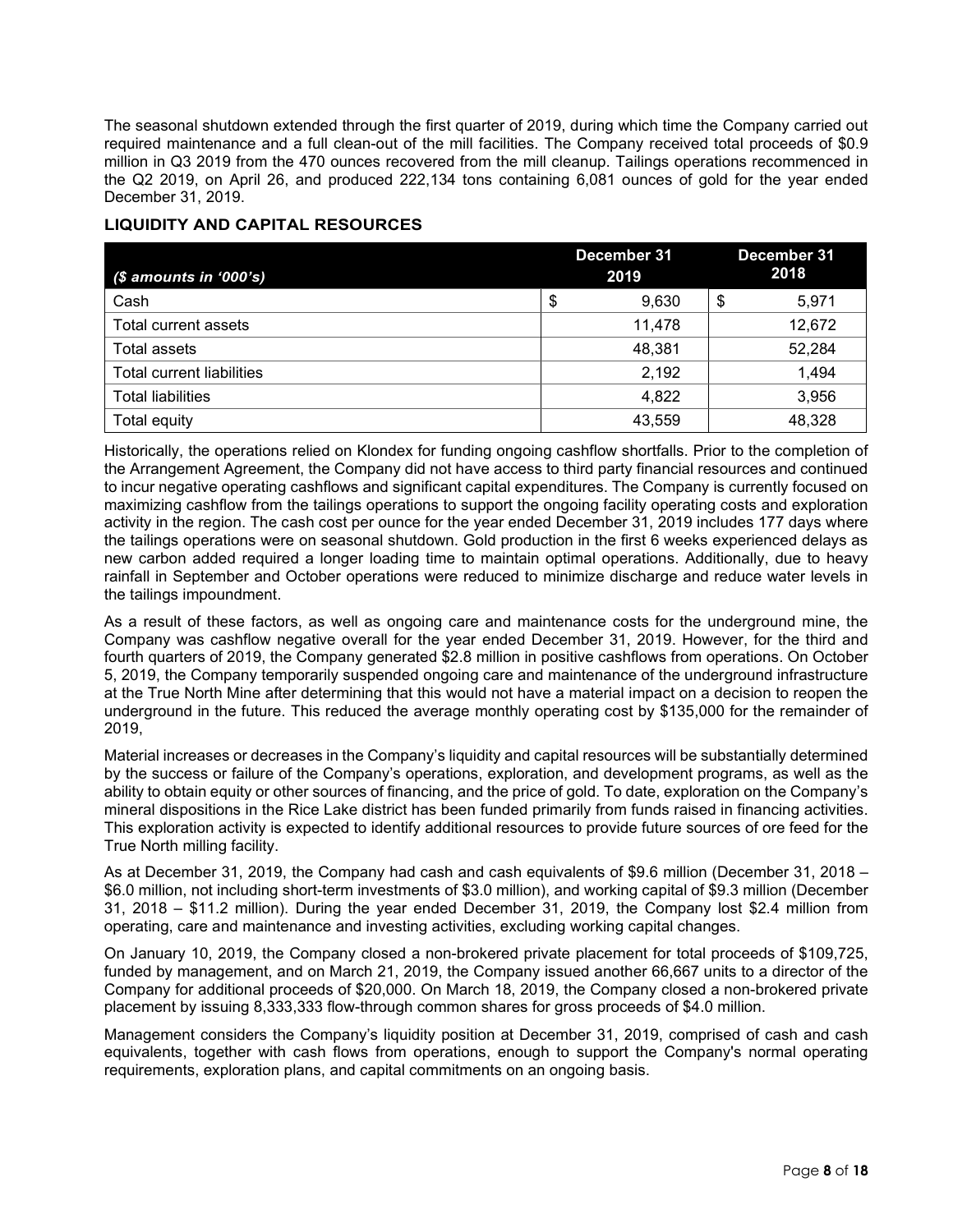The seasonal shutdown extended through the first quarter of 2019, during which time the Company carried out required maintenance and a full clean-out of the mill facilities. The Company received total proceeds of $0.9 million in Q3 2019 from the 470 ounces recovered from the mill cleanup. Tailings operations recommenced in the Q2 2019, on April 26, and produced 222,134 tons containing 6,081 ounces of gold for the year ended December 31, 2019.

## LIQUIDITY AND CAPITAL RESOURCES

| *($ amounts in '000's)* | December 31 2019 | December 31 2018 |
|---|---|---|
| Cash | $ 9,630 | $ 5,971 |
| Total current assets | 11,478 | 12,672 |
| Total assets | 48,381 | 52,284 |
| Total current liabilities | 2,192 | 1,494 |
| Total liabilities | 4,822 | 3,956 |
| Total equity | 43,559 | 48,328 |

Historically, the operations relied on Klondex for funding ongoing cashflow shortfalls. Prior to the completion of the Arrangement Agreement, the Company did not have access to third party financial resources and continued to incur negative operating cashflows and significant capital expenditures. The Company is currently focused on maximizing cashflow from the tailings operations to support the ongoing facility operating costs and exploration activity in the region. The cash cost per ounce for the year ended December 31, 2019 includes 177 days where the tailings operations were on seasonal shutdown. Gold production in the first 6 weeks experienced delays as new carbon added required a longer loading time to maintain optimal operations. Additionally, due to heavy rainfall in September and October operations were reduced to minimize discharge and reduce water levels in the tailings impoundment.

As a result of these factors, as well as ongoing care and maintenance costs for the underground mine, the Company was cashflow negative overall for the year ended December 31, 2019. However, for the third and fourth quarters of 2019, the Company generated $2.8 million in positive cashflows from operations. On October 5, 2019, the Company temporarily suspended ongoing care and maintenance of the underground infrastructure at the True North Mine after determining that this would not have a material impact on a decision to reopen the underground in the future. This reduced the average monthly operating cost by $135,000 for the remainder of 2019,

Material increases or decreases in the Company's liquidity and capital resources will be substantially determined by the success or failure of the Company's operations, exploration, and development programs, as well as the ability to obtain equity or other sources of financing, and the price of gold. To date, exploration on the Company's mineral dispositions in the Rice Lake district has been funded primarily from funds raised in financing activities. This exploration activity is expected to identify additional resources to provide future sources of ore feed for the True North milling facility.

As at December 31, 2019, the Company had cash and cash equivalents of $9.6 million (December 31, 2018 – $6.0 million, not including short-term investments of $3.0 million), and working capital of $9.3 million (December 31, 2018 – $11.2 million). During the year ended December 31, 2019, the Company lost $2.4 million from operating, care and maintenance and investing activities, excluding working capital changes.

On January 10, 2019, the Company closed a non-brokered private placement for total proceeds of $109,725, funded by management, and on March 21, 2019, the Company issued another 66,667 units to a director of the Company for additional proceeds of $20,000. On March 18, 2019, the Company closed a non-brokered private placement by issuing 8,333,333 flow-through common shares for gross proceeds of $4.0 million.

Management considers the Company's liquidity position at December 31, 2019, comprised of cash and cash equivalents, together with cash flows from operations, enough to support the Company's normal operating requirements, exploration plans, and capital commitments on an ongoing basis.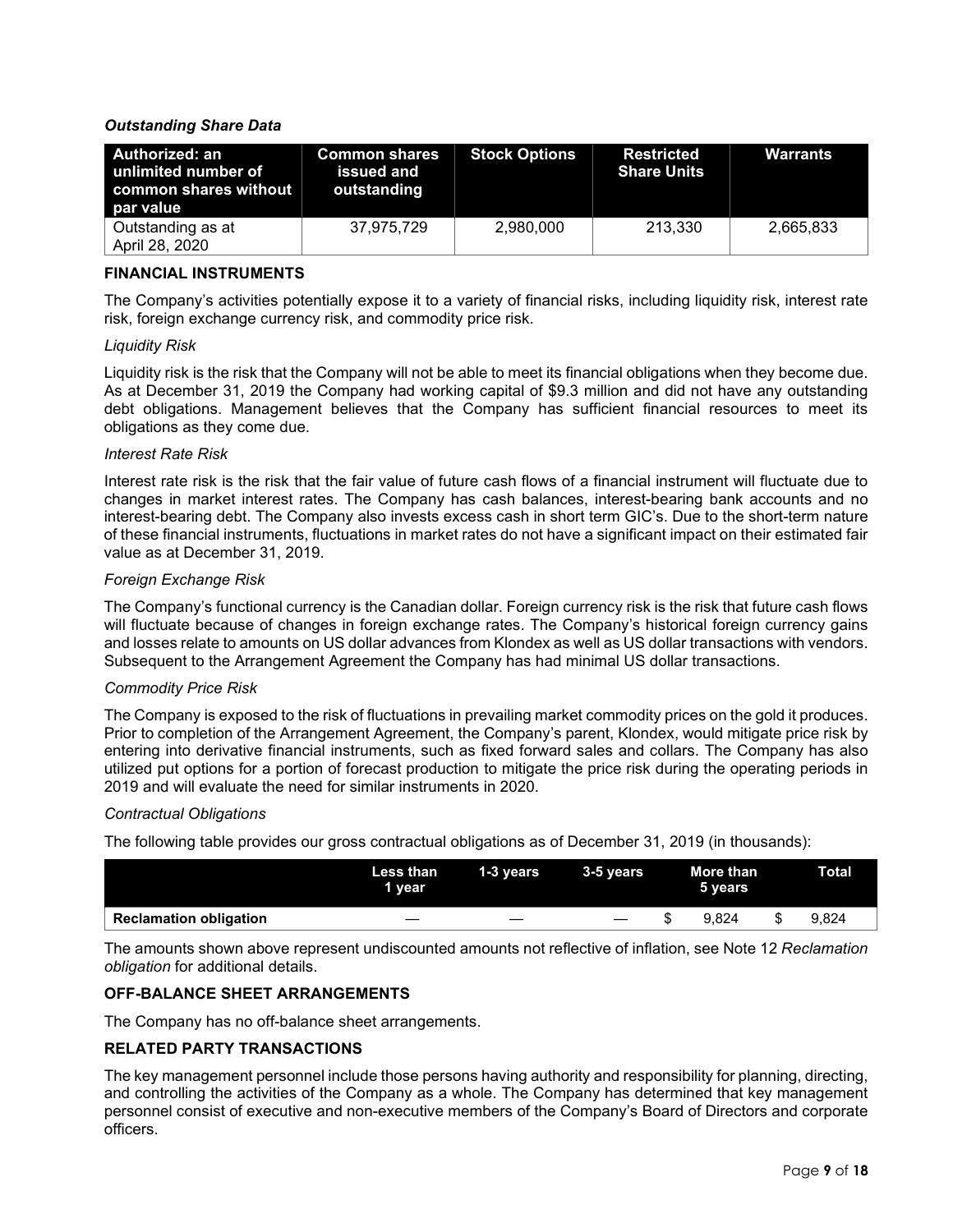*Outstanding Share Data*

| Authorized: an unlimited number of common shares without par value | Common shares issued and outstanding | Stock Options | Restricted Share Units | Warrants |
|---|---|---|---|---|
| Outstanding as at April 28, 2020 | 37,975,729 | 2,980,000 | 213,330 | 2,665,833 |

**FINANCIAL INSTRUMENTS**

The Company's activities potentially expose it to a variety of financial risks, including liquidity risk, interest rate risk, foreign exchange currency risk, and commodity price risk.

*Liquidity Risk*

Liquidity risk is the risk that the Company will not be able to meet its financial obligations when they become due. As at December 31, 2019 the Company had working capital of $9.3 million and did not have any outstanding debt obligations. Management believes that the Company has sufficient financial resources to meet its obligations as they come due.

*Interest Rate Risk*

Interest rate risk is the risk that the fair value of future cash flows of a financial instrument will fluctuate due to changes in market interest rates. The Company has cash balances, interest-bearing bank accounts and no interest-bearing debt. The Company also invests excess cash in short term GIC's. Due to the short-term nature of these financial instruments, fluctuations in market rates do not have a significant impact on their estimated fair value as at December 31, 2019.

*Foreign Exchange Risk*

The Company's functional currency is the Canadian dollar. Foreign currency risk is the risk that future cash flows will fluctuate because of changes in foreign exchange rates. The Company's historical foreign currency gains and losses relate to amounts on US dollar advances from Klondex as well as US dollar transactions with vendors. Subsequent to the Arrangement Agreement the Company has had minimal US dollar transactions.

*Commodity Price Risk*

The Company is exposed to the risk of fluctuations in prevailing market commodity prices on the gold it produces. Prior to completion of the Arrangement Agreement, the Company's parent, Klondex, would mitigate price risk by entering into derivative financial instruments, such as fixed forward sales and collars. The Company has also utilized put options for a portion of forecast production to mitigate the price risk during the operating periods in 2019 and will evaluate the need for similar instruments in 2020.

*Contractual Obligations*

The following table provides our gross contractual obligations as of December 31, 2019 (in thousands):

| | Less than 1 year | 1-3 years | 3-5 years | More than 5 years | Total |
|---|---|---|---|---|---|
| **Reclamation obligation** | — | — | — | $ 9,824 | $ 9,824 |

The amounts shown above represent undiscounted amounts not reflective of inflation, see Note 12 *Reclamation obligation* for additional details.

**OFF-BALANCE SHEET ARRANGEMENTS**

The Company has no off-balance sheet arrangements.

**RELATED PARTY TRANSACTIONS**

The key management personnel include those persons having authority and responsibility for planning, directing, and controlling the activities of the Company as a whole. The Company has determined that key management personnel consist of executive and non-executive members of the Company's Board of Directors and corporate officers.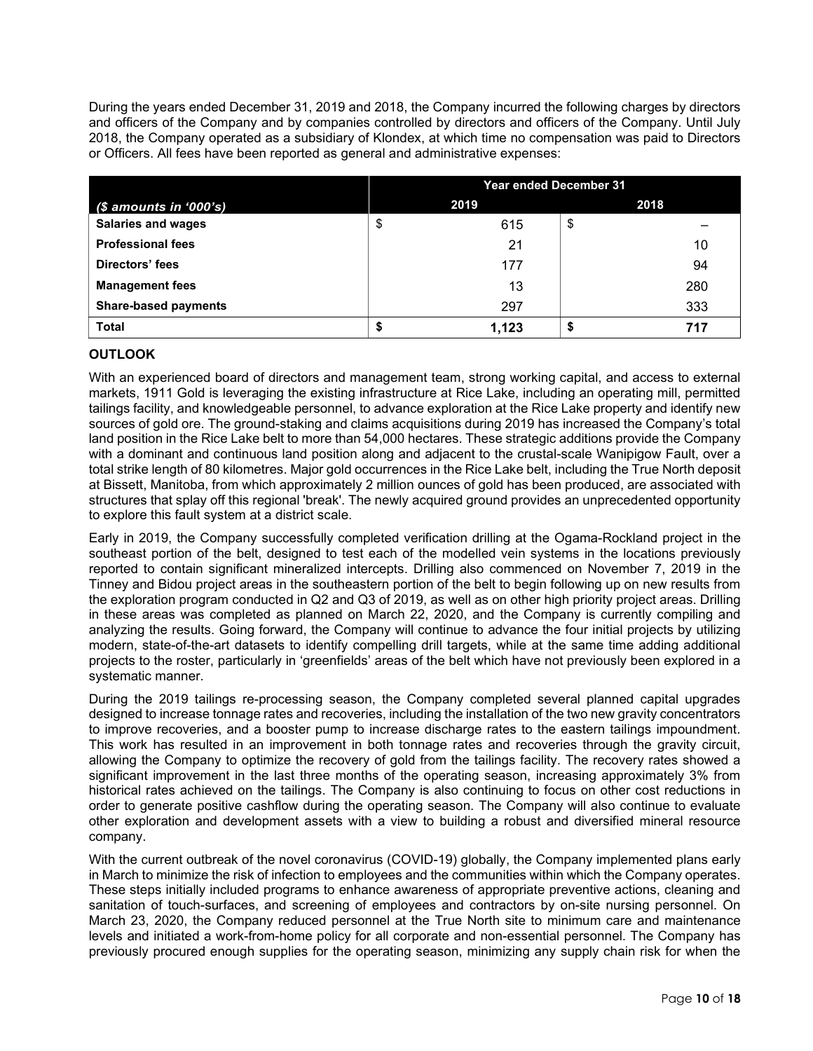During the years ended December 31, 2019 and 2018, the Company incurred the following charges by directors and officers of the Company and by companies controlled by directors and officers of the Company. Until July 2018, the Company operated as a subsidiary of Klondex, at which time no compensation was paid to Directors or Officers. All fees have been reported as general and administrative expenses:

| | Year ended December 31 | |
|---|---|---|
| *($ amounts in '000's)* | 2019 | 2018 |
| **Salaries and wages** | $ 615 | $ – |
| **Professional fees** | 21 | 10 |
| **Directors' fees** | 177 | 94 |
| **Management fees** | 13 | 280 |
| **Share-based payments** | 297 | 333 |
| **Total** | **$ 1,123** | **$ 717** |

## OUTLOOK

With an experienced board of directors and management team, strong working capital, and access to external markets, 1911 Gold is leveraging the existing infrastructure at Rice Lake, including an operating mill, permitted tailings facility, and knowledgeable personnel, to advance exploration at the Rice Lake property and identify new sources of gold ore. The ground-staking and claims acquisitions during 2019 has increased the Company's total land position in the Rice Lake belt to more than 54,000 hectares. These strategic additions provide the Company with a dominant and continuous land position along and adjacent to the crustal-scale Wanipigow Fault, over a total strike length of 80 kilometres. Major gold occurrences in the Rice Lake belt, including the True North deposit at Bissett, Manitoba, from which approximately 2 million ounces of gold has been produced, are associated with structures that splay off this regional 'break'. The newly acquired ground provides an unprecedented opportunity to explore this fault system at a district scale.

Early in 2019, the Company successfully completed verification drilling at the Ogama-Rockland project in the southeast portion of the belt, designed to test each of the modelled vein systems in the locations previously reported to contain significant mineralized intercepts. Drilling also commenced on November 7, 2019 in the Tinney and Bidou project areas in the southeastern portion of the belt to begin following up on new results from the exploration program conducted in Q2 and Q3 of 2019, as well as on other high priority project areas. Drilling in these areas was completed as planned on March 22, 2020, and the Company is currently compiling and analyzing the results. Going forward, the Company will continue to advance the four initial projects by utilizing modern, state-of-the-art datasets to identify compelling drill targets, while at the same time adding additional projects to the roster, particularly in 'greenfields' areas of the belt which have not previously been explored in a systematic manner.

During the 2019 tailings re-processing season, the Company completed several planned capital upgrades designed to increase tonnage rates and recoveries, including the installation of the two new gravity concentrators to improve recoveries, and a booster pump to increase discharge rates to the eastern tailings impoundment. This work has resulted in an improvement in both tonnage rates and recoveries through the gravity circuit, allowing the Company to optimize the recovery of gold from the tailings facility. The recovery rates showed a significant improvement in the last three months of the operating season, increasing approximately 3% from historical rates achieved on the tailings. The Company is also continuing to focus on other cost reductions in order to generate positive cashflow during the operating season. The Company will also continue to evaluate other exploration and development assets with a view to building a robust and diversified mineral resource company.

With the current outbreak of the novel coronavirus (COVID-19) globally, the Company implemented plans early in March to minimize the risk of infection to employees and the communities within which the Company operates. These steps initially included programs to enhance awareness of appropriate preventive actions, cleaning and sanitation of touch-surfaces, and screening of employees and contractors by on-site nursing personnel. On March 23, 2020, the Company reduced personnel at the True North site to minimum care and maintenance levels and initiated a work-from-home policy for all corporate and non-essential personnel. The Company has previously procured enough supplies for the operating season, minimizing any supply chain risk for when the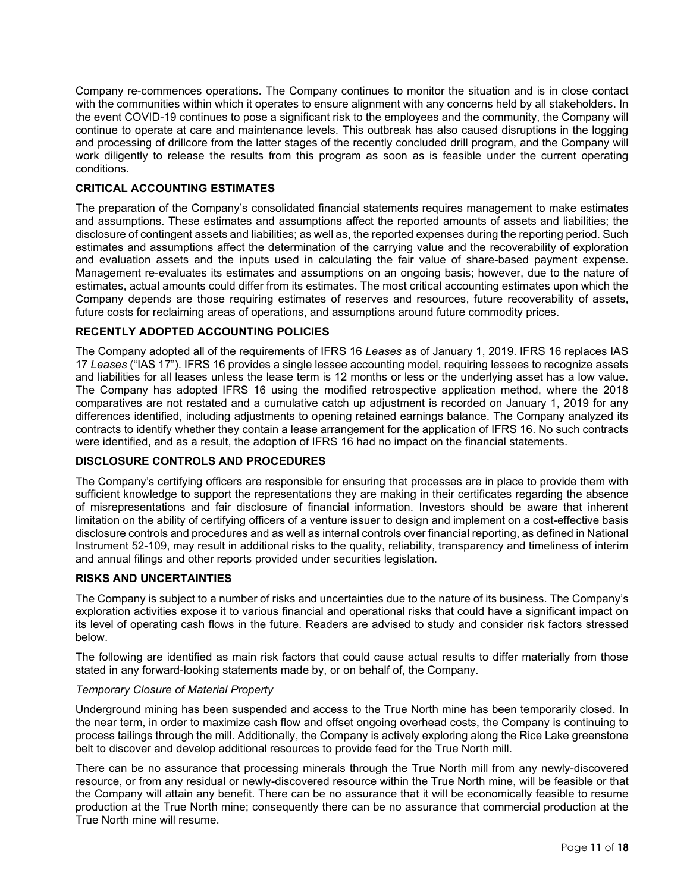Company re-commences operations. The Company continues to monitor the situation and is in close contact with the communities within which it operates to ensure alignment with any concerns held by all stakeholders. In the event COVID-19 continues to pose a significant risk to the employees and the community, the Company will continue to operate at care and maintenance levels. This outbreak has also caused disruptions in the logging and processing of drillcore from the latter stages of the recently concluded drill program, and the Company will work diligently to release the results from this program as soon as is feasible under the current operating conditions.

## CRITICAL ACCOUNTING ESTIMATES

The preparation of the Company's consolidated financial statements requires management to make estimates and assumptions. These estimates and assumptions affect the reported amounts of assets and liabilities; the disclosure of contingent assets and liabilities; as well as, the reported expenses during the reporting period. Such estimates and assumptions affect the determination of the carrying value and the recoverability of exploration and evaluation assets and the inputs used in calculating the fair value of share-based payment expense. Management re-evaluates its estimates and assumptions on an ongoing basis; however, due to the nature of estimates, actual amounts could differ from its estimates. The most critical accounting estimates upon which the Company depends are those requiring estimates of reserves and resources, future recoverability of assets, future costs for reclaiming areas of operations, and assumptions around future commodity prices.

## RECENTLY ADOPTED ACCOUNTING POLICIES

The Company adopted all of the requirements of IFRS 16 *Leases* as of January 1, 2019. IFRS 16 replaces IAS 17 *Leases* ("IAS 17"). IFRS 16 provides a single lessee accounting model, requiring lessees to recognize assets and liabilities for all leases unless the lease term is 12 months or less or the underlying asset has a low value. The Company has adopted IFRS 16 using the modified retrospective application method, where the 2018 comparatives are not restated and a cumulative catch up adjustment is recorded on January 1, 2019 for any differences identified, including adjustments to opening retained earnings balance. The Company analyzed its contracts to identify whether they contain a lease arrangement for the application of IFRS 16. No such contracts were identified, and as a result, the adoption of IFRS 16 had no impact on the financial statements.

## DISCLOSURE CONTROLS AND PROCEDURES

The Company's certifying officers are responsible for ensuring that processes are in place to provide them with sufficient knowledge to support the representations they are making in their certificates regarding the absence of misrepresentations and fair disclosure of financial information. Investors should be aware that inherent limitation on the ability of certifying officers of a venture issuer to design and implement on a cost-effective basis disclosure controls and procedures and as well as internal controls over financial reporting, as defined in National Instrument 52-109, may result in additional risks to the quality, reliability, transparency and timeliness of interim and annual filings and other reports provided under securities legislation.

## RISKS AND UNCERTAINTIES

The Company is subject to a number of risks and uncertainties due to the nature of its business. The Company's exploration activities expose it to various financial and operational risks that could have a significant impact on its level of operating cash flows in the future. Readers are advised to study and consider risk factors stressed below.

The following are identified as main risk factors that could cause actual results to differ materially from those stated in any forward-looking statements made by, or on behalf of, the Company.

*Temporary Closure of Material Property*

Underground mining has been suspended and access to the True North mine has been temporarily closed. In the near term, in order to maximize cash flow and offset ongoing overhead costs, the Company is continuing to process tailings through the mill. Additionally, the Company is actively exploring along the Rice Lake greenstone belt to discover and develop additional resources to provide feed for the True North mill.

There can be no assurance that processing minerals through the True North mill from any newly-discovered resource, or from any residual or newly-discovered resource within the True North mine, will be feasible or that the Company will attain any benefit. There can be no assurance that it will be economically feasible to resume production at the True North mine; consequently there can be no assurance that commercial production at the True North mine will resume.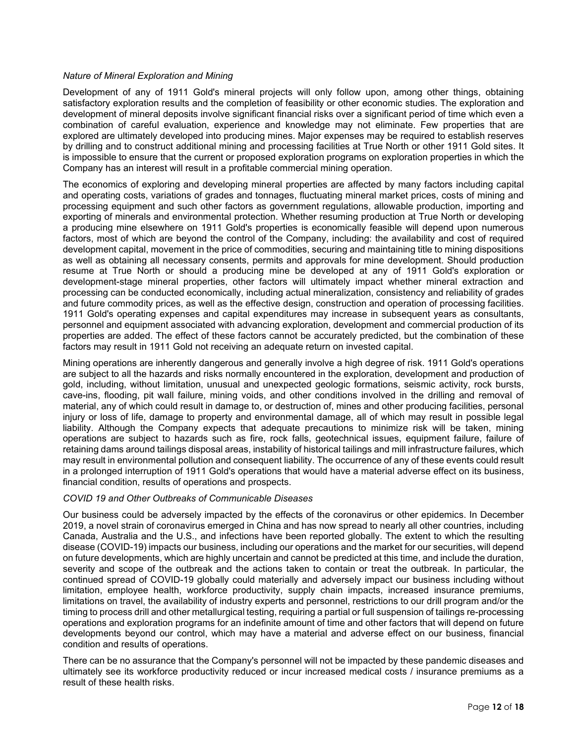*Nature of Mineral Exploration and Mining*

Development of any of 1911 Gold's mineral projects will only follow upon, among other things, obtaining satisfactory exploration results and the completion of feasibility or other economic studies. The exploration and development of mineral deposits involve significant financial risks over a significant period of time which even a combination of careful evaluation, experience and knowledge may not eliminate. Few properties that are explored are ultimately developed into producing mines. Major expenses may be required to establish reserves by drilling and to construct additional mining and processing facilities at True North or other 1911 Gold sites. It is impossible to ensure that the current or proposed exploration programs on exploration properties in which the Company has an interest will result in a profitable commercial mining operation.

The economics of exploring and developing mineral properties are affected by many factors including capital and operating costs, variations of grades and tonnages, fluctuating mineral market prices, costs of mining and processing equipment and such other factors as government regulations, allowable production, importing and exporting of minerals and environmental protection. Whether resuming production at True North or developing a producing mine elsewhere on 1911 Gold's properties is economically feasible will depend upon numerous factors, most of which are beyond the control of the Company, including: the availability and cost of required development capital, movement in the price of commodities, securing and maintaining title to mining dispositions as well as obtaining all necessary consents, permits and approvals for mine development. Should production resume at True North or should a producing mine be developed at any of 1911 Gold's exploration or development-stage mineral properties, other factors will ultimately impact whether mineral extraction and processing can be conducted economically, including actual mineralization, consistency and reliability of grades and future commodity prices, as well as the effective design, construction and operation of processing facilities. 1911 Gold's operating expenses and capital expenditures may increase in subsequent years as consultants, personnel and equipment associated with advancing exploration, development and commercial production of its properties are added. The effect of these factors cannot be accurately predicted, but the combination of these factors may result in 1911 Gold not receiving an adequate return on invested capital.

Mining operations are inherently dangerous and generally involve a high degree of risk. 1911 Gold's operations are subject to all the hazards and risks normally encountered in the exploration, development and production of gold, including, without limitation, unusual and unexpected geologic formations, seismic activity, rock bursts, cave-ins, flooding, pit wall failure, mining voids, and other conditions involved in the drilling and removal of material, any of which could result in damage to, or destruction of, mines and other producing facilities, personal injury or loss of life, damage to property and environmental damage, all of which may result in possible legal liability. Although the Company expects that adequate precautions to minimize risk will be taken, mining operations are subject to hazards such as fire, rock falls, geotechnical issues, equipment failure, failure of retaining dams around tailings disposal areas, instability of historical tailings and mill infrastructure failures, which may result in environmental pollution and consequent liability. The occurrence of any of these events could result in a prolonged interruption of 1911 Gold's operations that would have a material adverse effect on its business, financial condition, results of operations and prospects.

*COVID 19 and Other Outbreaks of Communicable Diseases*

Our business could be adversely impacted by the effects of the coronavirus or other epidemics. In December 2019, a novel strain of coronavirus emerged in China and has now spread to nearly all other countries, including Canada, Australia and the U.S., and infections have been reported globally. The extent to which the resulting disease (COVID-19) impacts our business, including our operations and the market for our securities, will depend on future developments, which are highly uncertain and cannot be predicted at this time, and include the duration, severity and scope of the outbreak and the actions taken to contain or treat the outbreak. In particular, the continued spread of COVID-19 globally could materially and adversely impact our business including without limitation, employee health, workforce productivity, supply chain impacts, increased insurance premiums, limitations on travel, the availability of industry experts and personnel, restrictions to our drill program and/or the timing to process drill and other metallurgical testing, requiring a partial or full suspension of tailings re-processing operations and exploration programs for an indefinite amount of time and other factors that will depend on future developments beyond our control, which may have a material and adverse effect on our business, financial condition and results of operations.

There can be no assurance that the Company's personnel will not be impacted by these pandemic diseases and ultimately see its workforce productivity reduced or incur increased medical costs / insurance premiums as a result of these health risks.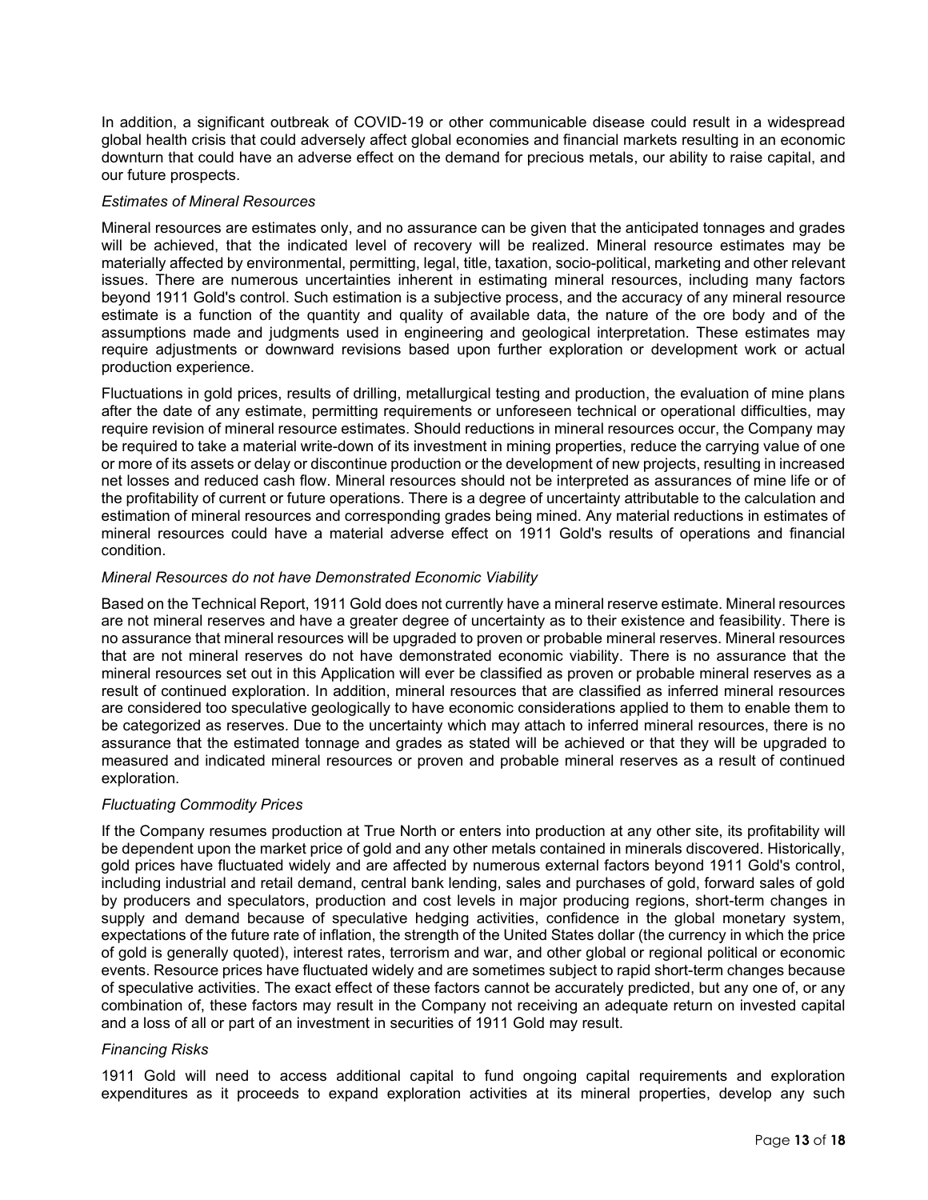In addition, a significant outbreak of COVID-19 or other communicable disease could result in a widespread global health crisis that could adversely affect global economies and financial markets resulting in an economic downturn that could have an adverse effect on the demand for precious metals, our ability to raise capital, and our future prospects.

*Estimates of Mineral Resources*

Mineral resources are estimates only, and no assurance can be given that the anticipated tonnages and grades will be achieved, that the indicated level of recovery will be realized. Mineral resource estimates may be materially affected by environmental, permitting, legal, title, taxation, socio-political, marketing and other relevant issues. There are numerous uncertainties inherent in estimating mineral resources, including many factors beyond 1911 Gold's control. Such estimation is a subjective process, and the accuracy of any mineral resource estimate is a function of the quantity and quality of available data, the nature of the ore body and of the assumptions made and judgments used in engineering and geological interpretation. These estimates may require adjustments or downward revisions based upon further exploration or development work or actual production experience.

Fluctuations in gold prices, results of drilling, metallurgical testing and production, the evaluation of mine plans after the date of any estimate, permitting requirements or unforeseen technical or operational difficulties, may require revision of mineral resource estimates. Should reductions in mineral resources occur, the Company may be required to take a material write-down of its investment in mining properties, reduce the carrying value of one or more of its assets or delay or discontinue production or the development of new projects, resulting in increased net losses and reduced cash flow. Mineral resources should not be interpreted as assurances of mine life or of the profitability of current or future operations. There is a degree of uncertainty attributable to the calculation and estimation of mineral resources and corresponding grades being mined. Any material reductions in estimates of mineral resources could have a material adverse effect on 1911 Gold's results of operations and financial condition.

*Mineral Resources do not have Demonstrated Economic Viability*

Based on the Technical Report, 1911 Gold does not currently have a mineral reserve estimate. Mineral resources are not mineral reserves and have a greater degree of uncertainty as to their existence and feasibility. There is no assurance that mineral resources will be upgraded to proven or probable mineral reserves. Mineral resources that are not mineral reserves do not have demonstrated economic viability. There is no assurance that the mineral resources set out in this Application will ever be classified as proven or probable mineral reserves as a result of continued exploration. In addition, mineral resources that are classified as inferred mineral resources are considered too speculative geologically to have economic considerations applied to them to enable them to be categorized as reserves. Due to the uncertainty which may attach to inferred mineral resources, there is no assurance that the estimated tonnage and grades as stated will be achieved or that they will be upgraded to measured and indicated mineral resources or proven and probable mineral reserves as a result of continued exploration.

*Fluctuating Commodity Prices*

If the Company resumes production at True North or enters into production at any other site, its profitability will be dependent upon the market price of gold and any other metals contained in minerals discovered. Historically, gold prices have fluctuated widely and are affected by numerous external factors beyond 1911 Gold's control, including industrial and retail demand, central bank lending, sales and purchases of gold, forward sales of gold by producers and speculators, production and cost levels in major producing regions, short-term changes in supply and demand because of speculative hedging activities, confidence in the global monetary system, expectations of the future rate of inflation, the strength of the United States dollar (the currency in which the price of gold is generally quoted), interest rates, terrorism and war, and other global or regional political or economic events. Resource prices have fluctuated widely and are sometimes subject to rapid short-term changes because of speculative activities. The exact effect of these factors cannot be accurately predicted, but any one of, or any combination of, these factors may result in the Company not receiving an adequate return on invested capital and a loss of all or part of an investment in securities of 1911 Gold may result.

*Financing Risks*

1911 Gold will need to access additional capital to fund ongoing capital requirements and exploration expenditures as it proceeds to expand exploration activities at its mineral properties, develop any such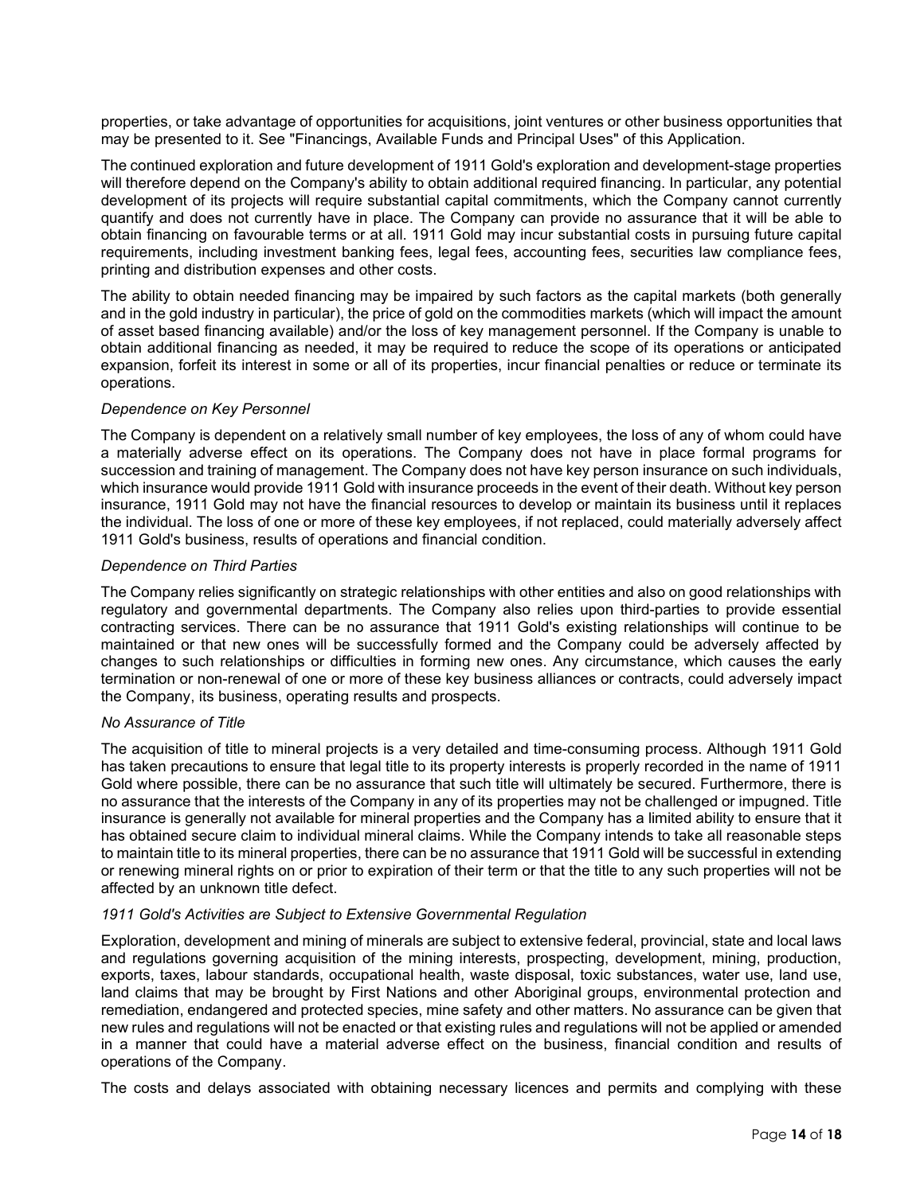properties, or take advantage of opportunities for acquisitions, joint ventures or other business opportunities that may be presented to it. See "Financings, Available Funds and Principal Uses" of this Application.

The continued exploration and future development of 1911 Gold's exploration and development-stage properties will therefore depend on the Company's ability to obtain additional required financing. In particular, any potential development of its projects will require substantial capital commitments, which the Company cannot currently quantify and does not currently have in place. The Company can provide no assurance that it will be able to obtain financing on favourable terms or at all. 1911 Gold may incur substantial costs in pursuing future capital requirements, including investment banking fees, legal fees, accounting fees, securities law compliance fees, printing and distribution expenses and other costs.

The ability to obtain needed financing may be impaired by such factors as the capital markets (both generally and in the gold industry in particular), the price of gold on the commodities markets (which will impact the amount of asset based financing available) and/or the loss of key management personnel. If the Company is unable to obtain additional financing as needed, it may be required to reduce the scope of its operations or anticipated expansion, forfeit its interest in some or all of its properties, incur financial penalties or reduce or terminate its operations.

*Dependence on Key Personnel*

The Company is dependent on a relatively small number of key employees, the loss of any of whom could have a materially adverse effect on its operations. The Company does not have in place formal programs for succession and training of management. The Company does not have key person insurance on such individuals, which insurance would provide 1911 Gold with insurance proceeds in the event of their death. Without key person insurance, 1911 Gold may not have the financial resources to develop or maintain its business until it replaces the individual. The loss of one or more of these key employees, if not replaced, could materially adversely affect 1911 Gold's business, results of operations and financial condition.

*Dependence on Third Parties*

The Company relies significantly on strategic relationships with other entities and also on good relationships with regulatory and governmental departments. The Company also relies upon third-parties to provide essential contracting services. There can be no assurance that 1911 Gold's existing relationships will continue to be maintained or that new ones will be successfully formed and the Company could be adversely affected by changes to such relationships or difficulties in forming new ones. Any circumstance, which causes the early termination or non-renewal of one or more of these key business alliances or contracts, could adversely impact the Company, its business, operating results and prospects.

*No Assurance of Title*

The acquisition of title to mineral projects is a very detailed and time-consuming process. Although 1911 Gold has taken precautions to ensure that legal title to its property interests is properly recorded in the name of 1911 Gold where possible, there can be no assurance that such title will ultimately be secured. Furthermore, there is no assurance that the interests of the Company in any of its properties may not be challenged or impugned. Title insurance is generally not available for mineral properties and the Company has a limited ability to ensure that it has obtained secure claim to individual mineral claims. While the Company intends to take all reasonable steps to maintain title to its mineral properties, there can be no assurance that 1911 Gold will be successful in extending or renewing mineral rights on or prior to expiration of their term or that the title to any such properties will not be affected by an unknown title defect.

*1911 Gold's Activities are Subject to Extensive Governmental Regulation*

Exploration, development and mining of minerals are subject to extensive federal, provincial, state and local laws and regulations governing acquisition of the mining interests, prospecting, development, mining, production, exports, taxes, labour standards, occupational health, waste disposal, toxic substances, water use, land use, land claims that may be brought by First Nations and other Aboriginal groups, environmental protection and remediation, endangered and protected species, mine safety and other matters. No assurance can be given that new rules and regulations will not be enacted or that existing rules and regulations will not be applied or amended in a manner that could have a material adverse effect on the business, financial condition and results of operations of the Company.

The costs and delays associated with obtaining necessary licences and permits and complying with these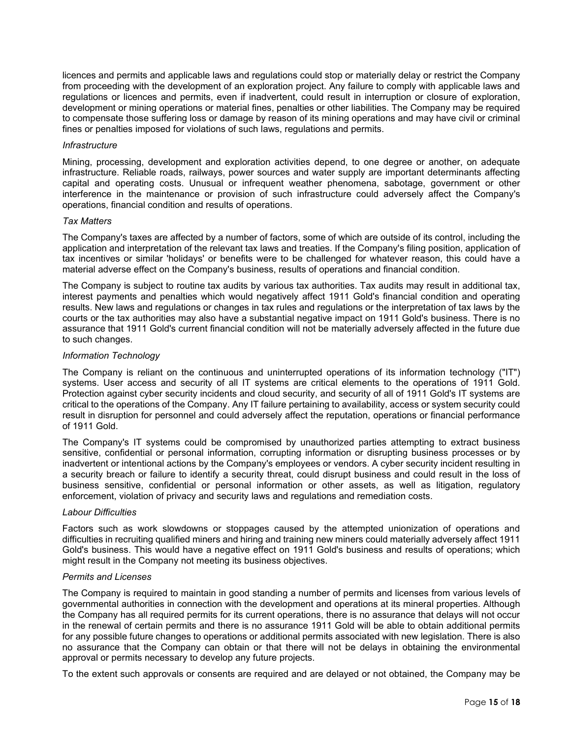licences and permits and applicable laws and regulations could stop or materially delay or restrict the Company from proceeding with the development of an exploration project. Any failure to comply with applicable laws and regulations or licences and permits, even if inadvertent, could result in interruption or closure of exploration, development or mining operations or material fines, penalties or other liabilities. The Company may be required to compensate those suffering loss or damage by reason of its mining operations and may have civil or criminal fines or penalties imposed for violations of such laws, regulations and permits.

*Infrastructure*

Mining, processing, development and exploration activities depend, to one degree or another, on adequate infrastructure. Reliable roads, railways, power sources and water supply are important determinants affecting capital and operating costs. Unusual or infrequent weather phenomena, sabotage, government or other interference in the maintenance or provision of such infrastructure could adversely affect the Company's operations, financial condition and results of operations.

*Tax Matters*

The Company's taxes are affected by a number of factors, some of which are outside of its control, including the application and interpretation of the relevant tax laws and treaties. If the Company's filing position, application of tax incentives or similar 'holidays' or benefits were to be challenged for whatever reason, this could have a material adverse effect on the Company's business, results of operations and financial condition.

The Company is subject to routine tax audits by various tax authorities. Tax audits may result in additional tax, interest payments and penalties which would negatively affect 1911 Gold's financial condition and operating results. New laws and regulations or changes in tax rules and regulations or the interpretation of tax laws by the courts or the tax authorities may also have a substantial negative impact on 1911 Gold's business. There is no assurance that 1911 Gold's current financial condition will not be materially adversely affected in the future due to such changes.

*Information Technology*

The Company is reliant on the continuous and uninterrupted operations of its information technology ("IT") systems. User access and security of all IT systems are critical elements to the operations of 1911 Gold. Protection against cyber security incidents and cloud security, and security of all of 1911 Gold's IT systems are critical to the operations of the Company. Any IT failure pertaining to availability, access or system security could result in disruption for personnel and could adversely affect the reputation, operations or financial performance of 1911 Gold.

The Company's IT systems could be compromised by unauthorized parties attempting to extract business sensitive, confidential or personal information, corrupting information or disrupting business processes or by inadvertent or intentional actions by the Company's employees or vendors. A cyber security incident resulting in a security breach or failure to identify a security threat, could disrupt business and could result in the loss of business sensitive, confidential or personal information or other assets, as well as litigation, regulatory enforcement, violation of privacy and security laws and regulations and remediation costs.

*Labour Difficulties*

Factors such as work slowdowns or stoppages caused by the attempted unionization of operations and difficulties in recruiting qualified miners and hiring and training new miners could materially adversely affect 1911 Gold's business. This would have a negative effect on 1911 Gold's business and results of operations; which might result in the Company not meeting its business objectives.

*Permits and Licenses*

The Company is required to maintain in good standing a number of permits and licenses from various levels of governmental authorities in connection with the development and operations at its mineral properties. Although the Company has all required permits for its current operations, there is no assurance that delays will not occur in the renewal of certain permits and there is no assurance 1911 Gold will be able to obtain additional permits for any possible future changes to operations or additional permits associated with new legislation. There is also no assurance that the Company can obtain or that there will not be delays in obtaining the environmental approval or permits necessary to develop any future projects.

To the extent such approvals or consents are required and are delayed or not obtained, the Company may be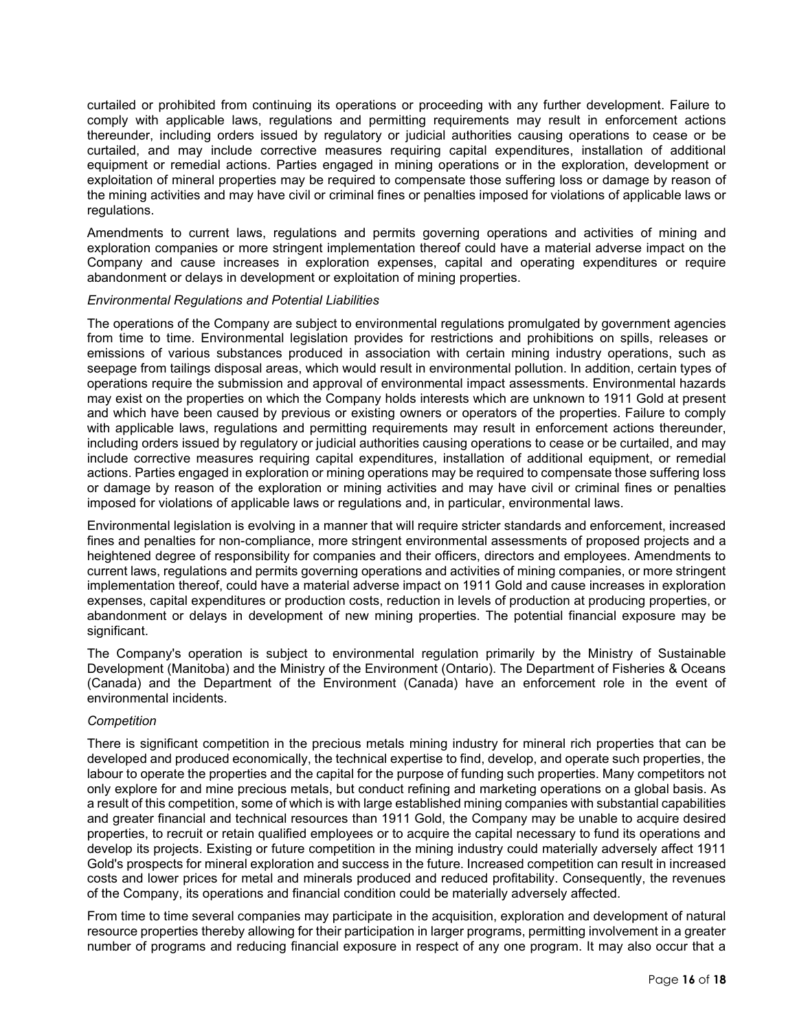curtailed or prohibited from continuing its operations or proceeding with any further development. Failure to comply with applicable laws, regulations and permitting requirements may result in enforcement actions thereunder, including orders issued by regulatory or judicial authorities causing operations to cease or be curtailed, and may include corrective measures requiring capital expenditures, installation of additional equipment or remedial actions. Parties engaged in mining operations or in the exploration, development or exploitation of mineral properties may be required to compensate those suffering loss or damage by reason of the mining activities and may have civil or criminal fines or penalties imposed for violations of applicable laws or regulations.

Amendments to current laws, regulations and permits governing operations and activities of mining and exploration companies or more stringent implementation thereof could have a material adverse impact on the Company and cause increases in exploration expenses, capital and operating expenditures or require abandonment or delays in development or exploitation of mining properties.

*Environmental Regulations and Potential Liabilities*

The operations of the Company are subject to environmental regulations promulgated by government agencies from time to time. Environmental legislation provides for restrictions and prohibitions on spills, releases or emissions of various substances produced in association with certain mining industry operations, such as seepage from tailings disposal areas, which would result in environmental pollution. In addition, certain types of operations require the submission and approval of environmental impact assessments. Environmental hazards may exist on the properties on which the Company holds interests which are unknown to 1911 Gold at present and which have been caused by previous or existing owners or operators of the properties. Failure to comply with applicable laws, regulations and permitting requirements may result in enforcement actions thereunder, including orders issued by regulatory or judicial authorities causing operations to cease or be curtailed, and may include corrective measures requiring capital expenditures, installation of additional equipment, or remedial actions. Parties engaged in exploration or mining operations may be required to compensate those suffering loss or damage by reason of the exploration or mining activities and may have civil or criminal fines or penalties imposed for violations of applicable laws or regulations and, in particular, environmental laws.

Environmental legislation is evolving in a manner that will require stricter standards and enforcement, increased fines and penalties for non-compliance, more stringent environmental assessments of proposed projects and a heightened degree of responsibility for companies and their officers, directors and employees. Amendments to current laws, regulations and permits governing operations and activities of mining companies, or more stringent implementation thereof, could have a material adverse impact on 1911 Gold and cause increases in exploration expenses, capital expenditures or production costs, reduction in levels of production at producing properties, or abandonment or delays in development of new mining properties. The potential financial exposure may be significant.

The Company's operation is subject to environmental regulation primarily by the Ministry of Sustainable Development (Manitoba) and the Ministry of the Environment (Ontario). The Department of Fisheries & Oceans (Canada) and the Department of the Environment (Canada) have an enforcement role in the event of environmental incidents.

*Competition*

There is significant competition in the precious metals mining industry for mineral rich properties that can be developed and produced economically, the technical expertise to find, develop, and operate such properties, the labour to operate the properties and the capital for the purpose of funding such properties. Many competitors not only explore for and mine precious metals, but conduct refining and marketing operations on a global basis. As a result of this competition, some of which is with large established mining companies with substantial capabilities and greater financial and technical resources than 1911 Gold, the Company may be unable to acquire desired properties, to recruit or retain qualified employees or to acquire the capital necessary to fund its operations and develop its projects. Existing or future competition in the mining industry could materially adversely affect 1911 Gold's prospects for mineral exploration and success in the future. Increased competition can result in increased costs and lower prices for metal and minerals produced and reduced profitability. Consequently, the revenues of the Company, its operations and financial condition could be materially adversely affected.

From time to time several companies may participate in the acquisition, exploration and development of natural resource properties thereby allowing for their participation in larger programs, permitting involvement in a greater number of programs and reducing financial exposure in respect of any one program. It may also occur that a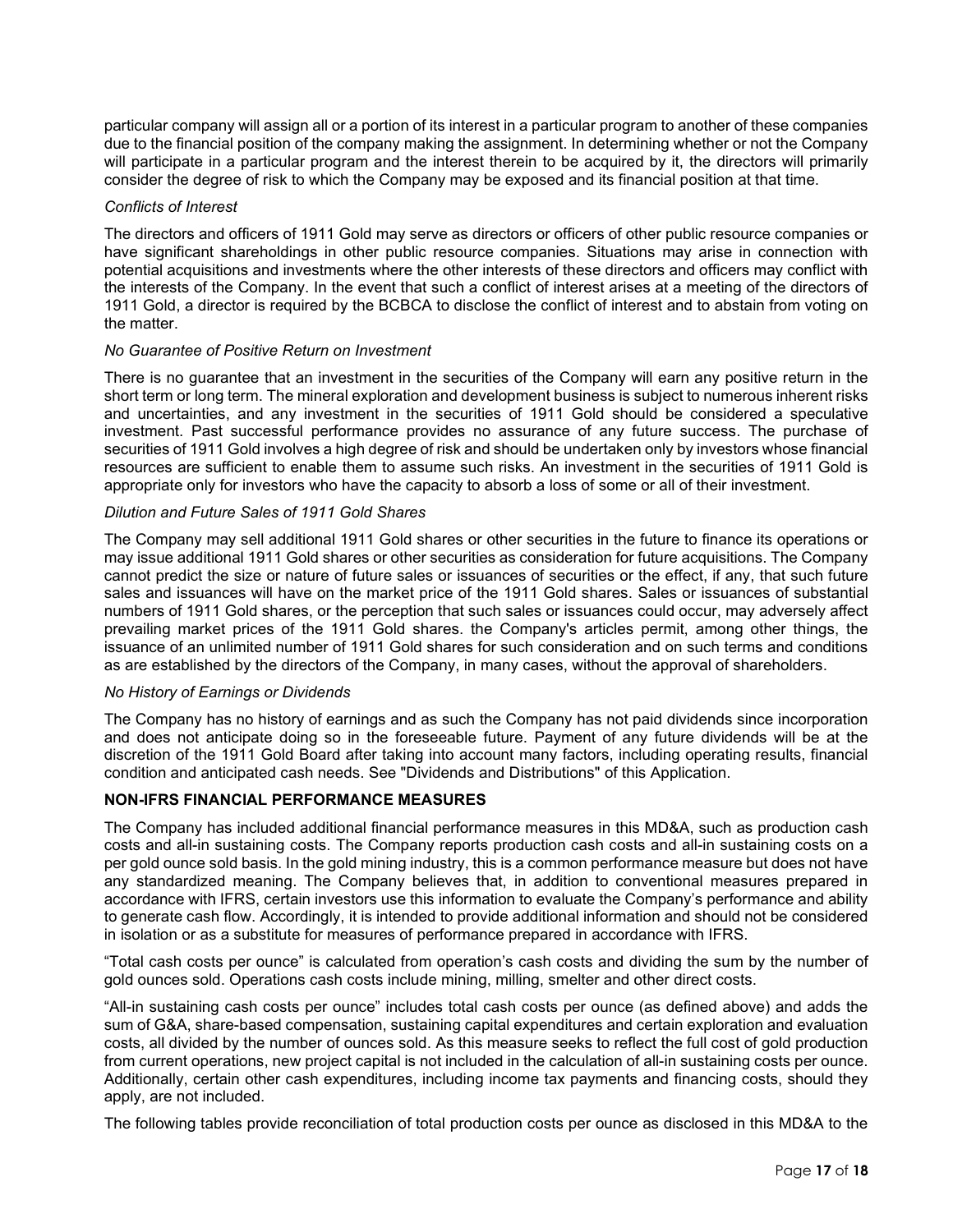particular company will assign all or a portion of its interest in a particular program to another of these companies due to the financial position of the company making the assignment. In determining whether or not the Company will participate in a particular program and the interest therein to be acquired by it, the directors will primarily consider the degree of risk to which the Company may be exposed and its financial position at that time.

*Conflicts of Interest*

The directors and officers of 1911 Gold may serve as directors or officers of other public resource companies or have significant shareholdings in other public resource companies. Situations may arise in connection with potential acquisitions and investments where the other interests of these directors and officers may conflict with the interests of the Company. In the event that such a conflict of interest arises at a meeting of the directors of 1911 Gold, a director is required by the BCBCA to disclose the conflict of interest and to abstain from voting on the matter.

*No Guarantee of Positive Return on Investment*

There is no guarantee that an investment in the securities of the Company will earn any positive return in the short term or long term. The mineral exploration and development business is subject to numerous inherent risks and uncertainties, and any investment in the securities of 1911 Gold should be considered a speculative investment. Past successful performance provides no assurance of any future success. The purchase of securities of 1911 Gold involves a high degree of risk and should be undertaken only by investors whose financial resources are sufficient to enable them to assume such risks. An investment in the securities of 1911 Gold is appropriate only for investors who have the capacity to absorb a loss of some or all of their investment.

*Dilution and Future Sales of 1911 Gold Shares*

The Company may sell additional 1911 Gold shares or other securities in the future to finance its operations or may issue additional 1911 Gold shares or other securities as consideration for future acquisitions. The Company cannot predict the size or nature of future sales or issuances of securities or the effect, if any, that such future sales and issuances will have on the market price of the 1911 Gold shares. Sales or issuances of substantial numbers of 1911 Gold shares, or the perception that such sales or issuances could occur, may adversely affect prevailing market prices of the 1911 Gold shares. the Company's articles permit, among other things, the issuance of an unlimited number of 1911 Gold shares for such consideration and on such terms and conditions as are established by the directors of the Company, in many cases, without the approval of shareholders.

*No History of Earnings or Dividends*

The Company has no history of earnings and as such the Company has not paid dividends since incorporation and does not anticipate doing so in the foreseeable future. Payment of any future dividends will be at the discretion of the 1911 Gold Board after taking into account many factors, including operating results, financial condition and anticipated cash needs. See "Dividends and Distributions" of this Application.

## NON-IFRS FINANCIAL PERFORMANCE MEASURES

The Company has included additional financial performance measures in this MD&A, such as production cash costs and all-in sustaining costs. The Company reports production cash costs and all-in sustaining costs on a per gold ounce sold basis. In the gold mining industry, this is a common performance measure but does not have any standardized meaning. The Company believes that, in addition to conventional measures prepared in accordance with IFRS, certain investors use this information to evaluate the Company's performance and ability to generate cash flow. Accordingly, it is intended to provide additional information and should not be considered in isolation or as a substitute for measures of performance prepared in accordance with IFRS.

"Total cash costs per ounce" is calculated from operation's cash costs and dividing the sum by the number of gold ounces sold. Operations cash costs include mining, milling, smelter and other direct costs.

"All-in sustaining cash costs per ounce" includes total cash costs per ounce (as defined above) and adds the sum of G&A, share-based compensation, sustaining capital expenditures and certain exploration and evaluation costs, all divided by the number of ounces sold. As this measure seeks to reflect the full cost of gold production from current operations, new project capital is not included in the calculation of all-in sustaining costs per ounce. Additionally, certain other cash expenditures, including income tax payments and financing costs, should they apply, are not included.

The following tables provide reconciliation of total production costs per ounce as disclosed in this MD&A to the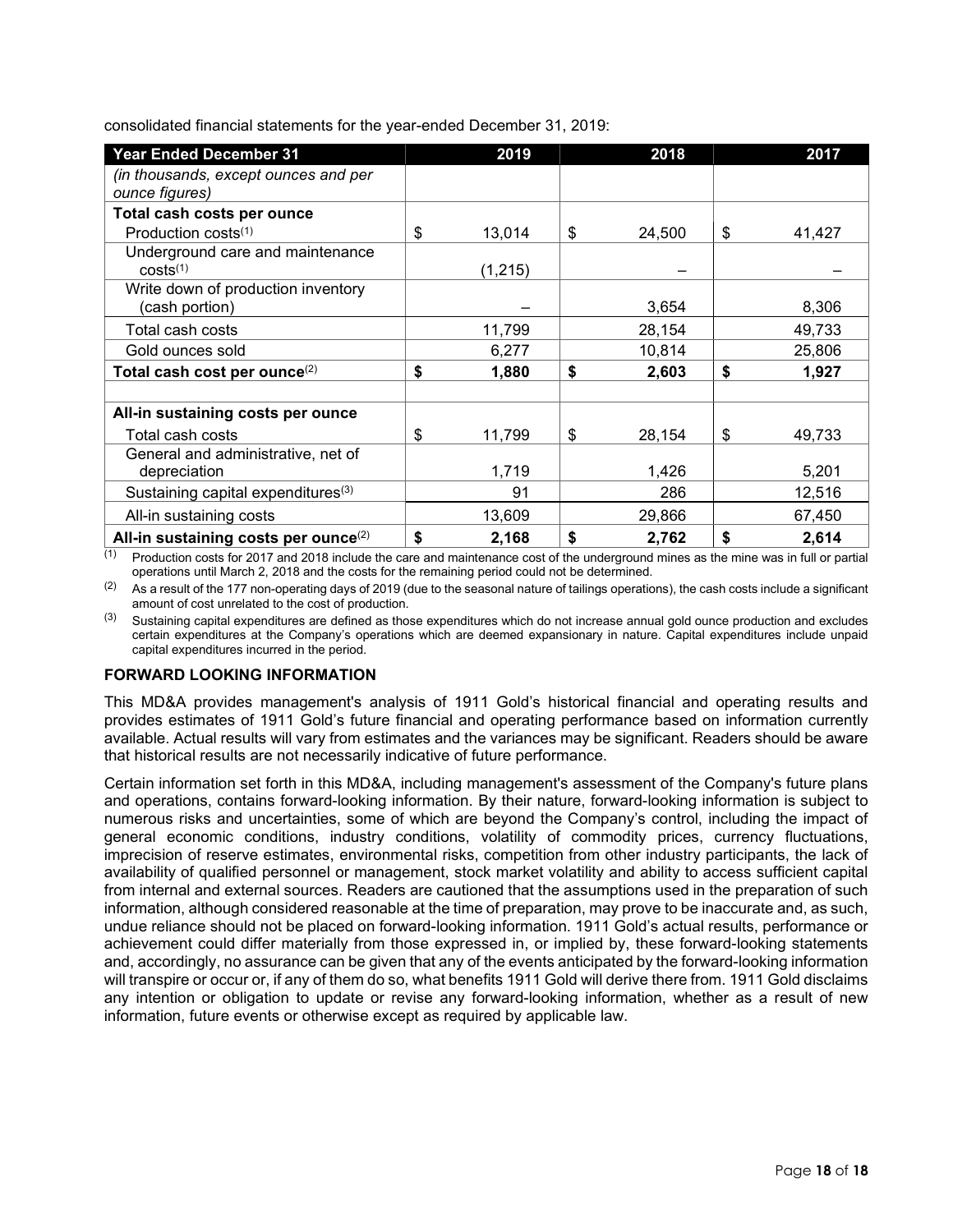consolidated financial statements for the year-ended December 31, 2019:

| Year Ended December 31 | 2019 | 2018 | 2017 |
|---|---|---|---|
| *(in thousands, except ounces and per ounce figures)* | | | |
| **Total cash costs per ounce** | | | |
| Production costs[(1)] | $ 13,014 | $ 24,500 | $ 41,427 |
| Underground care and maintenance costs[(1)] | (1,215) | – | – |
| Write down of production inventory (cash portion) | – | 3,654 | 8,306 |
| Total cash costs | 11,799 | 28,154 | 49,733 |
| Gold ounces sold | 6,277 | 10,814 | 25,806 |
| **Total cash cost per ounce**[(2)] | **$ 1,880** | **$ 2,603** | **$ 1,927** |
| | | | |
| **All-in sustaining costs per ounce** | | | |
| Total cash costs | $ 11,799 | $ 28,154 | $ 49,733 |
| General and administrative, net of depreciation | 1,719 | 1,426 | 5,201 |
| Sustaining capital expenditures[(3)] | 91 | 286 | 12,516 |
| All-in sustaining costs | 13,609 | 29,866 | 67,450 |
| **All-in sustaining costs per ounce**[(2)] | **$ 2,168** | **$ 2,762** | **$ 2,614** |

(1) Production costs for 2017 and 2018 include the care and maintenance cost of the underground mines as the mine was in full or partial operations until March 2, 2018 and the costs for the remaining period could not be determined.

(2) As a result of the 177 non-operating days of 2019 (due to the seasonal nature of tailings operations), the cash costs include a significant amount of cost unrelated to the cost of production.

(3) Sustaining capital expenditures are defined as those expenditures which do not increase annual gold ounce production and excludes certain expenditures at the Company's operations which are deemed expansionary in nature. Capital expenditures include unpaid capital expenditures incurred in the period.

## FORWARD LOOKING INFORMATION

This MD&A provides management's analysis of 1911 Gold's historical financial and operating results and provides estimates of 1911 Gold's future financial and operating performance based on information currently available. Actual results will vary from estimates and the variances may be significant. Readers should be aware that historical results are not necessarily indicative of future performance.

Certain information set forth in this MD&A, including management's assessment of the Company's future plans and operations, contains forward-looking information. By their nature, forward-looking information is subject to numerous risks and uncertainties, some of which are beyond the Company's control, including the impact of general economic conditions, industry conditions, volatility of commodity prices, currency fluctuations, imprecision of reserve estimates, environmental risks, competition from other industry participants, the lack of availability of qualified personnel or management, stock market volatility and ability to access sufficient capital from internal and external sources. Readers are cautioned that the assumptions used in the preparation of such information, although considered reasonable at the time of preparation, may prove to be inaccurate and, as such, undue reliance should not be placed on forward-looking information. 1911 Gold's actual results, performance or achievement could differ materially from those expressed in, or implied by, these forward-looking statements and, accordingly, no assurance can be given that any of the events anticipated by the forward-looking information will transpire or occur or, if any of them do so, what benefits 1911 Gold will derive there from. 1911 Gold disclaims any intention or obligation to update or revise any forward-looking information, whether as a result of new information, future events or otherwise except as required by applicable law.